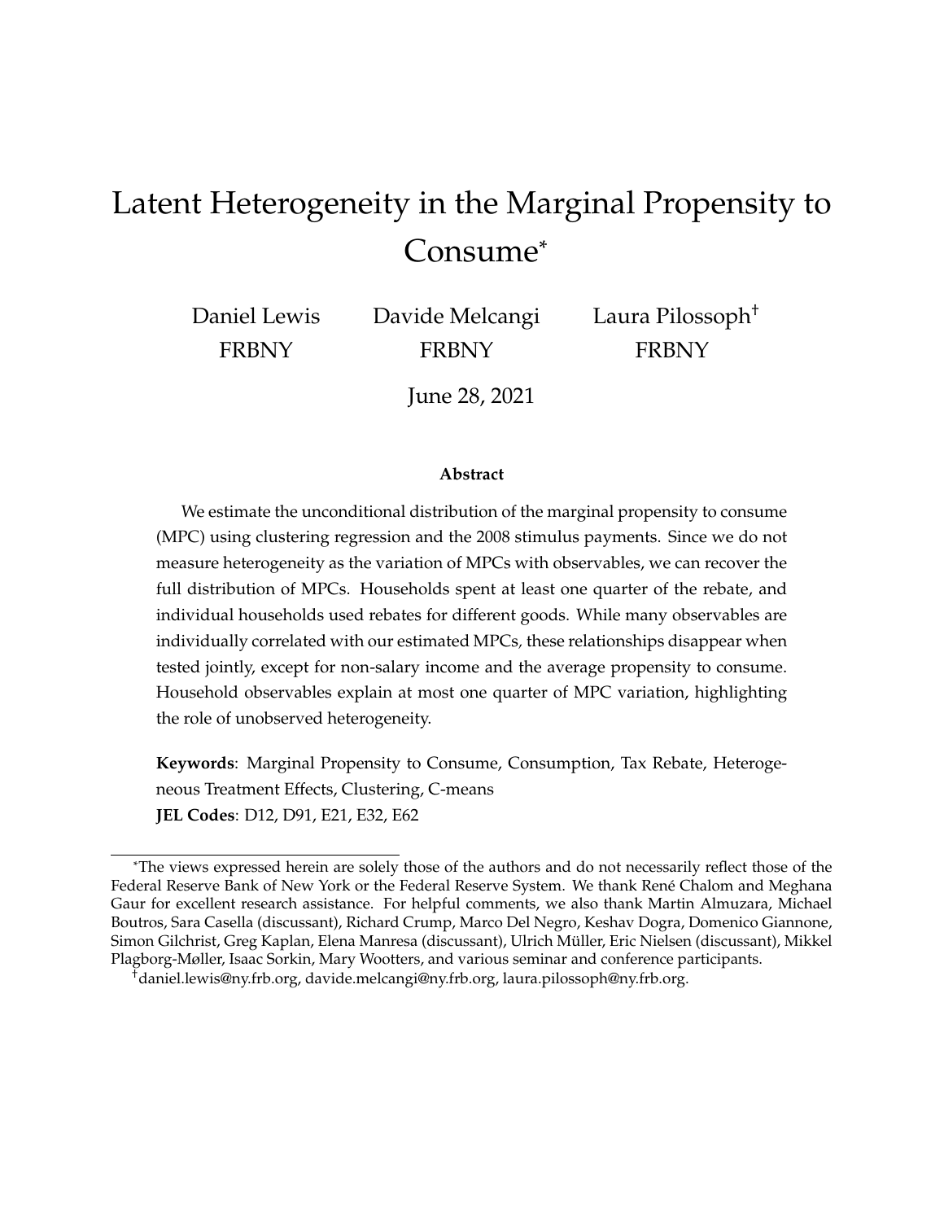# Latent Heterogeneity in the Marginal Propensity to Consume*

Daniel Lewis — FRBNY

Davide Melcangi — FRBNY

Laura Pilossoph† — FRBNY

June 28, 2021

### Abstract

We estimate the unconditional distribution of the marginal propensity to consume (MPC) using clustering regression and the 2008 stimulus payments. Since we do not measure heterogeneity as the variation of MPCs with observables, we can recover the full distribution of MPCs. Households spent at least one quarter of the rebate, and individual households used rebates for different goods. While many observables are individually correlated with our estimated MPCs, these relationships disappear when tested jointly, except for non-salary income and the average propensity to consume. Household observables explain at most one quarter of MPC variation, highlighting the role of unobserved heterogeneity.

**Keywords**: Marginal Propensity to Consume, Consumption, Tax Rebate, Heterogeneous Treatment Effects, Clustering, C-means

**JEL Codes**: D12, D91, E21, E32, E62

---

*The views expressed herein are solely those of the authors and do not necessarily reflect those of the Federal Reserve Bank of New York or the Federal Reserve System. We thank René Chalom and Meghana Gaur for excellent research assistance. For helpful comments, we also thank Martin Almuzara, Michael Boutros, Sara Casella (discussant), Richard Crump, Marco Del Negro, Keshav Dogra, Domenico Giannone, Simon Gilchrist, Greg Kaplan, Elena Manresa (discussant), Ulrich Müller, Eric Nielsen (discussant), Mikkel Plagborg-Møller, Isaac Sorkin, Mary Wootters, and various seminar and conference participants.

†daniel.lewis@ny.frb.org, davide.melcangi@ny.frb.org, laura.pilossoph@ny.frb.org.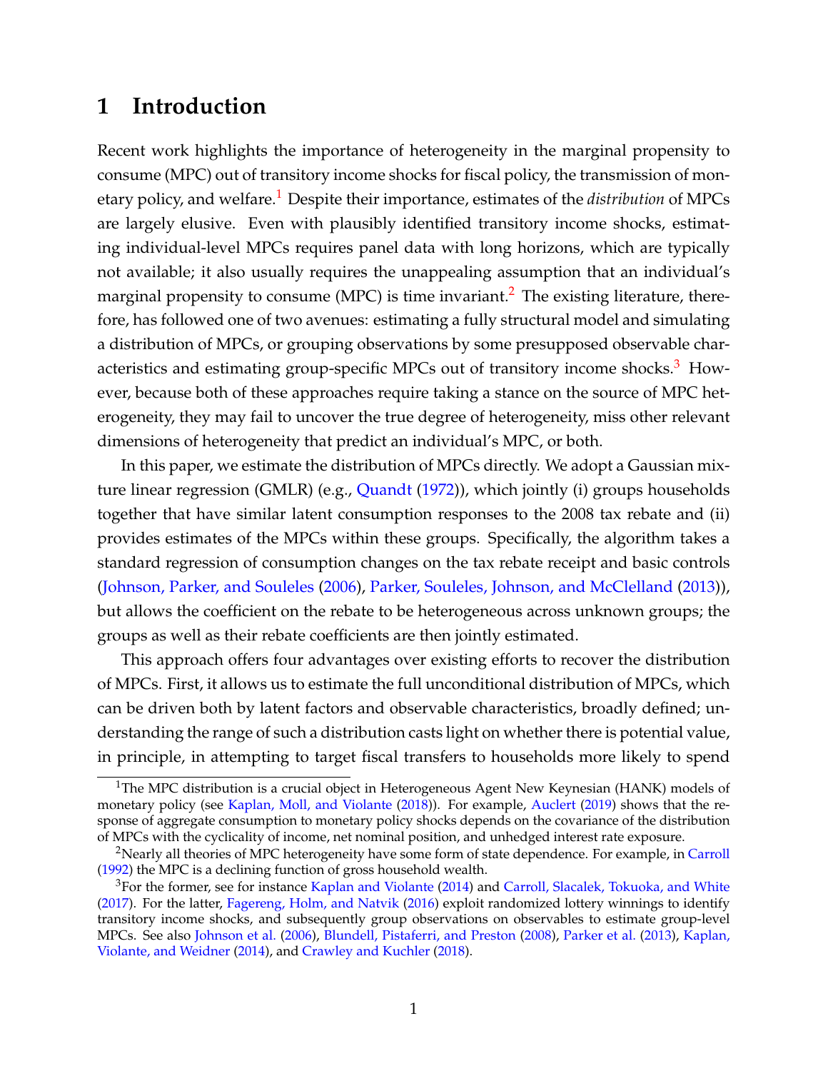# 1 Introduction

Recent work highlights the importance of heterogeneity in the marginal propensity to consume (MPC) out of transitory income shocks for fiscal policy, the transmission of monetary policy, and welfare.[1] Despite their importance, estimates of the *distribution* of MPCs are largely elusive. Even with plausibly identified transitory income shocks, estimating individual-level MPCs requires panel data with long horizons, which are typically not available; it also usually requires the unappealing assumption that an individual's marginal propensity to consume (MPC) is time invariant.[2] The existing literature, therefore, has followed one of two avenues: estimating a fully structural model and simulating a distribution of MPCs, or grouping observations by some presupposed observable characteristics and estimating group-specific MPCs out of transitory income shocks.[3] However, because both of these approaches require taking a stance on the source of MPC heterogeneity, they may fail to uncover the true degree of heterogeneity, miss other relevant dimensions of heterogeneity that predict an individual's MPC, or both.

In this paper, we estimate the distribution of MPCs directly. We adopt a Gaussian mixture linear regression (GMLR) (e.g., Quandt (1972)), which jointly (i) groups households together that have similar latent consumption responses to the 2008 tax rebate and (ii) provides estimates of the MPCs within these groups. Specifically, the algorithm takes a standard regression of consumption changes on the tax rebate receipt and basic controls (Johnson, Parker, and Souleles (2006), Parker, Souleles, Johnson, and McClelland (2013)), but allows the coefficient on the rebate to be heterogeneous across unknown groups; the groups as well as their rebate coefficients are then jointly estimated.

This approach offers four advantages over existing efforts to recover the distribution of MPCs. First, it allows us to estimate the full unconditional distribution of MPCs, which can be driven both by latent factors and observable characteristics, broadly defined; understanding the range of such a distribution casts light on whether there is potential value, in principle, in attempting to target fiscal transfers to households more likely to spend

[1] The MPC distribution is a crucial object in Heterogeneous Agent New Keynesian (HANK) models of monetary policy (see Kaplan, Moll, and Violante (2018)). For example, Auclert (2019) shows that the response of aggregate consumption to monetary policy shocks depends on the covariance of the distribution of MPCs with the cyclicality of income, net nominal position, and unhedged interest rate exposure.

[2] Nearly all theories of MPC heterogeneity have some form of state dependence. For example, in Carroll (1992) the MPC is a declining function of gross household wealth.

[3] For the former, see for instance Kaplan and Violante (2014) and Carroll, Slacalek, Tokuoka, and White (2017). For the latter, Fagereng, Holm, and Natvik (2016) exploit randomized lottery winnings to identify transitory income shocks, and subsequently group observations on observables to estimate group-level MPCs. See also Johnson et al. (2006), Blundell, Pistaferri, and Preston (2008), Parker et al. (2013), Kaplan, Violante, and Weidner (2014), and Crawley and Kuchler (2018).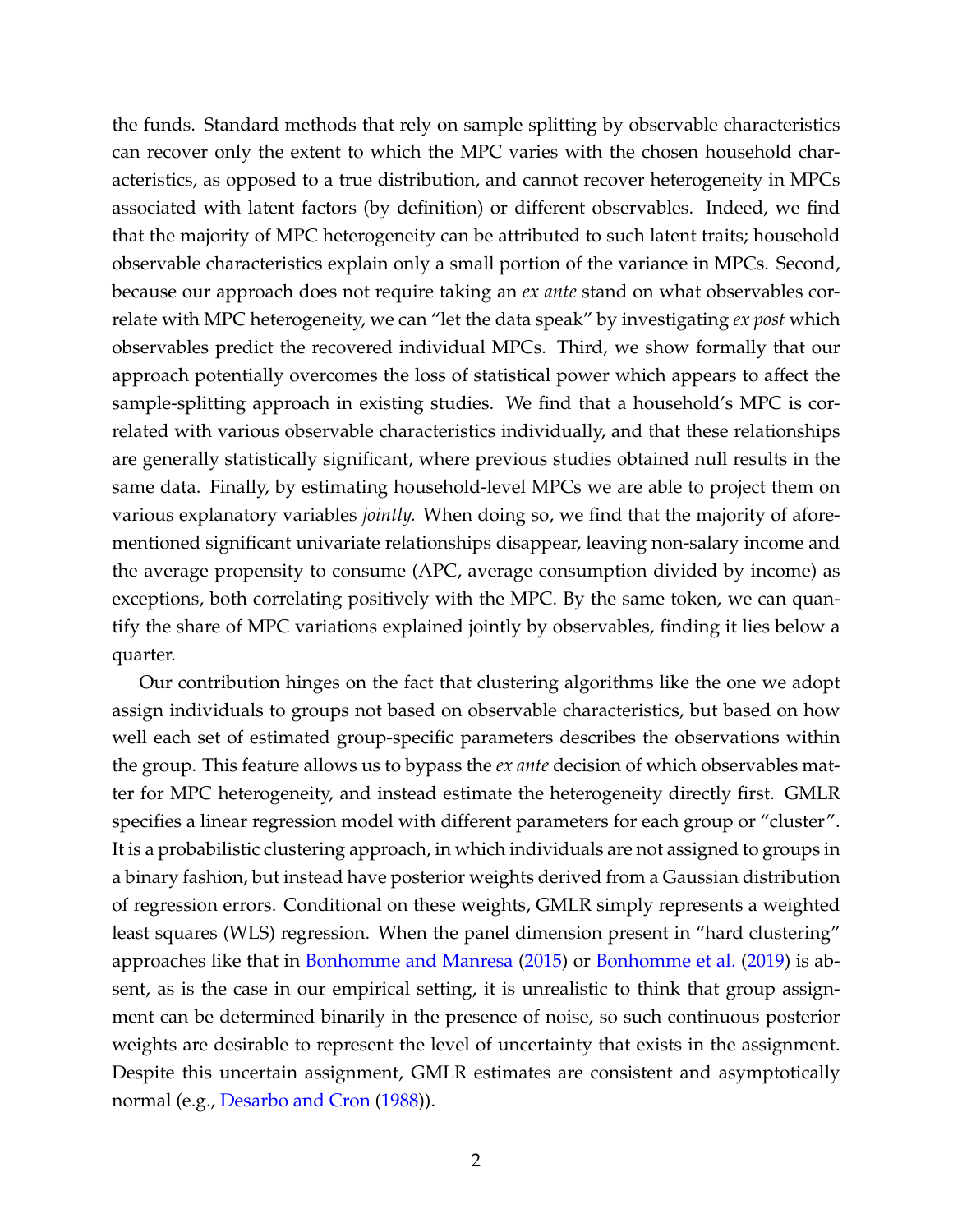the funds. Standard methods that rely on sample splitting by observable characteristics can recover only the extent to which the MPC varies with the chosen household characteristics, as opposed to a true distribution, and cannot recover heterogeneity in MPCs associated with latent factors (by definition) or different observables. Indeed, we find that the majority of MPC heterogeneity can be attributed to such latent traits; household observable characteristics explain only a small portion of the variance in MPCs. Second, because our approach does not require taking an *ex ante* stand on what observables correlate with MPC heterogeneity, we can "let the data speak" by investigating *ex post* which observables predict the recovered individual MPCs. Third, we show formally that our approach potentially overcomes the loss of statistical power which appears to affect the sample-splitting approach in existing studies. We find that a household's MPC is correlated with various observable characteristics individually, and that these relationships are generally statistically significant, where previous studies obtained null results in the same data. Finally, by estimating household-level MPCs we are able to project them on various explanatory variables *jointly.* When doing so, we find that the majority of aforementioned significant univariate relationships disappear, leaving non-salary income and the average propensity to consume (APC, average consumption divided by income) as exceptions, both correlating positively with the MPC. By the same token, we can quantify the share of MPC variations explained jointly by observables, finding it lies below a quarter.

Our contribution hinges on the fact that clustering algorithms like the one we adopt assign individuals to groups not based on observable characteristics, but based on how well each set of estimated group-specific parameters describes the observations within the group. This feature allows us to bypass the *ex ante* decision of which observables matter for MPC heterogeneity, and instead estimate the heterogeneity directly first. GMLR specifies a linear regression model with different parameters for each group or "cluster". It is a probabilistic clustering approach, in which individuals are not assigned to groups in a binary fashion, but instead have posterior weights derived from a Gaussian distribution of regression errors. Conditional on these weights, GMLR simply represents a weighted least squares (WLS) regression. When the panel dimension present in "hard clustering" approaches like that in Bonhomme and Manresa (2015) or Bonhomme et al. (2019) is absent, as is the case in our empirical setting, it is unrealistic to think that group assignment can be determined binarily in the presence of noise, so such continuous posterior weights are desirable to represent the level of uncertainty that exists in the assignment. Despite this uncertain assignment, GMLR estimates are consistent and asymptotically normal (e.g., Desarbo and Cron (1988)).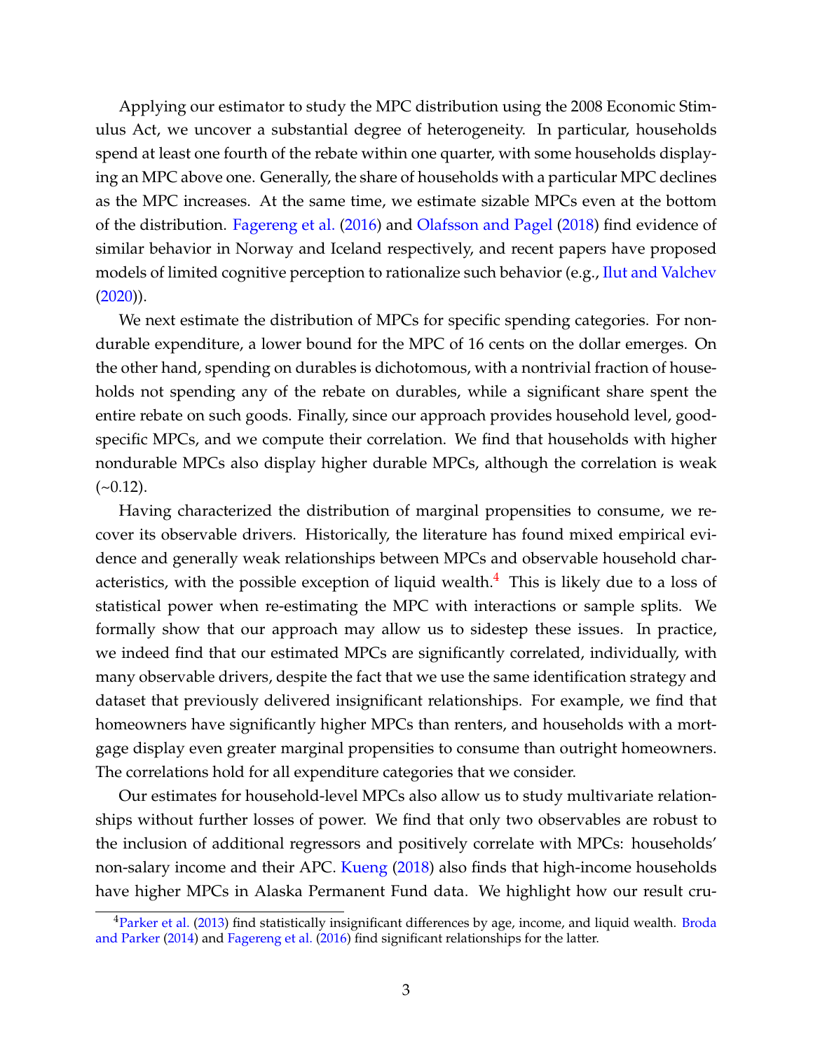Applying our estimator to study the MPC distribution using the 2008 Economic Stimulus Act, we uncover a substantial degree of heterogeneity. In particular, households spend at least one fourth of the rebate within one quarter, with some households displaying an MPC above one. Generally, the share of households with a particular MPC declines as the MPC increases. At the same time, we estimate sizable MPCs even at the bottom of the distribution. Fagereng et al. (2016) and Olafsson and Pagel (2018) find evidence of similar behavior in Norway and Iceland respectively, and recent papers have proposed models of limited cognitive perception to rationalize such behavior (e.g., Ilut and Valchev (2020)).

We next estimate the distribution of MPCs for specific spending categories. For nondurable expenditure, a lower bound for the MPC of 16 cents on the dollar emerges. On the other hand, spending on durables is dichotomous, with a nontrivial fraction of households not spending any of the rebate on durables, while a significant share spent the entire rebate on such goods. Finally, since our approach provides household level, good-specific MPCs, and we compute their correlation. We find that households with higher nondurable MPCs also display higher durable MPCs, although the correlation is weak (~0.12).

Having characterized the distribution of marginal propensities to consume, we recover its observable drivers. Historically, the literature has found mixed empirical evidence and generally weak relationships between MPCs and observable household characteristics, with the possible exception of liquid wealth.[4] This is likely due to a loss of statistical power when re-estimating the MPC with interactions or sample splits. We formally show that our approach may allow us to sidestep these issues. In practice, we indeed find that our estimated MPCs are significantly correlated, individually, with many observable drivers, despite the fact that we use the same identification strategy and dataset that previously delivered insignificant relationships. For example, we find that homeowners have significantly higher MPCs than renters, and households with a mortgage display even greater marginal propensities to consume than outright homeowners. The correlations hold for all expenditure categories that we consider.

Our estimates for household-level MPCs also allow us to study multivariate relationships without further losses of power. We find that only two observables are robust to the inclusion of additional regressors and positively correlate with MPCs: households' non-salary income and their APC. Kueng (2018) also finds that high-income households have higher MPCs in Alaska Permanent Fund data. We highlight how our result cru-

[4] Parker et al. (2013) find statistically insignificant differences by age, income, and liquid wealth. Broda and Parker (2014) and Fagereng et al. (2016) find significant relationships for the latter.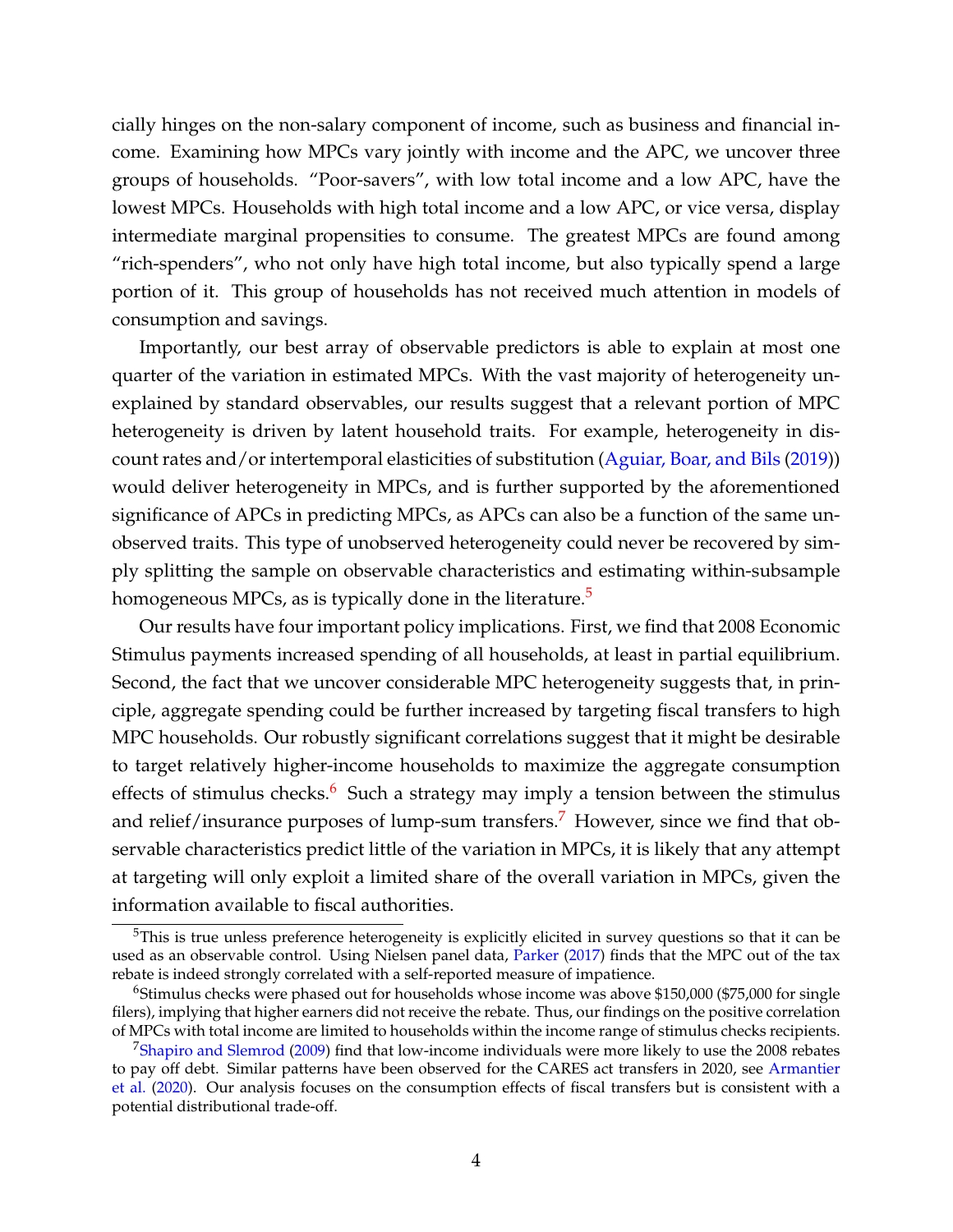cially hinges on the non-salary component of income, such as business and financial income. Examining how MPCs vary jointly with income and the APC, we uncover three groups of households. "Poor-savers", with low total income and a low APC, have the lowest MPCs. Households with high total income and a low APC, or vice versa, display intermediate marginal propensities to consume. The greatest MPCs are found among "rich-spenders", who not only have high total income, but also typically spend a large portion of it. This group of households has not received much attention in models of consumption and savings.

Importantly, our best array of observable predictors is able to explain at most one quarter of the variation in estimated MPCs. With the vast majority of heterogeneity unexplained by standard observables, our results suggest that a relevant portion of MPC heterogeneity is driven by latent household traits. For example, heterogeneity in discount rates and/or intertemporal elasticities of substitution (Aguiar, Boar, and Bils (2019)) would deliver heterogeneity in MPCs, and is further supported by the aforementioned significance of APCs in predicting MPCs, as APCs can also be a function of the same unobserved traits. This type of unobserved heterogeneity could never be recovered by simply splitting the sample on observable characteristics and estimating within-subsample homogeneous MPCs, as is typically done in the literature.[5]

Our results have four important policy implications. First, we find that 2008 Economic Stimulus payments increased spending of all households, at least in partial equilibrium. Second, the fact that we uncover considerable MPC heterogeneity suggests that, in principle, aggregate spending could be further increased by targeting fiscal transfers to high MPC households. Our robustly significant correlations suggest that it might be desirable to target relatively higher-income households to maximize the aggregate consumption effects of stimulus checks.[6] Such a strategy may imply a tension between the stimulus and relief/insurance purposes of lump-sum transfers.[7] However, since we find that observable characteristics predict little of the variation in MPCs, it is likely that any attempt at targeting will only exploit a limited share of the overall variation in MPCs, given the information available to fiscal authorities.

[5] This is true unless preference heterogeneity is explicitly elicited in survey questions so that it can be used as an observable control. Using Nielsen panel data, Parker (2017) finds that the MPC out of the tax rebate is indeed strongly correlated with a self-reported measure of impatience.

[6] Stimulus checks were phased out for households whose income was above $150,000 ($75,000 for single filers), implying that higher earners did not receive the rebate. Thus, our findings on the positive correlation of MPCs with total income are limited to households within the income range of stimulus checks recipients.

[7] Shapiro and Slemrod (2009) find that low-income individuals were more likely to use the 2008 rebates to pay off debt. Similar patterns have been observed for the CARES act transfers in 2020, see Armantier et al. (2020). Our analysis focuses on the consumption effects of fiscal transfers but is consistent with a potential distributional trade-off.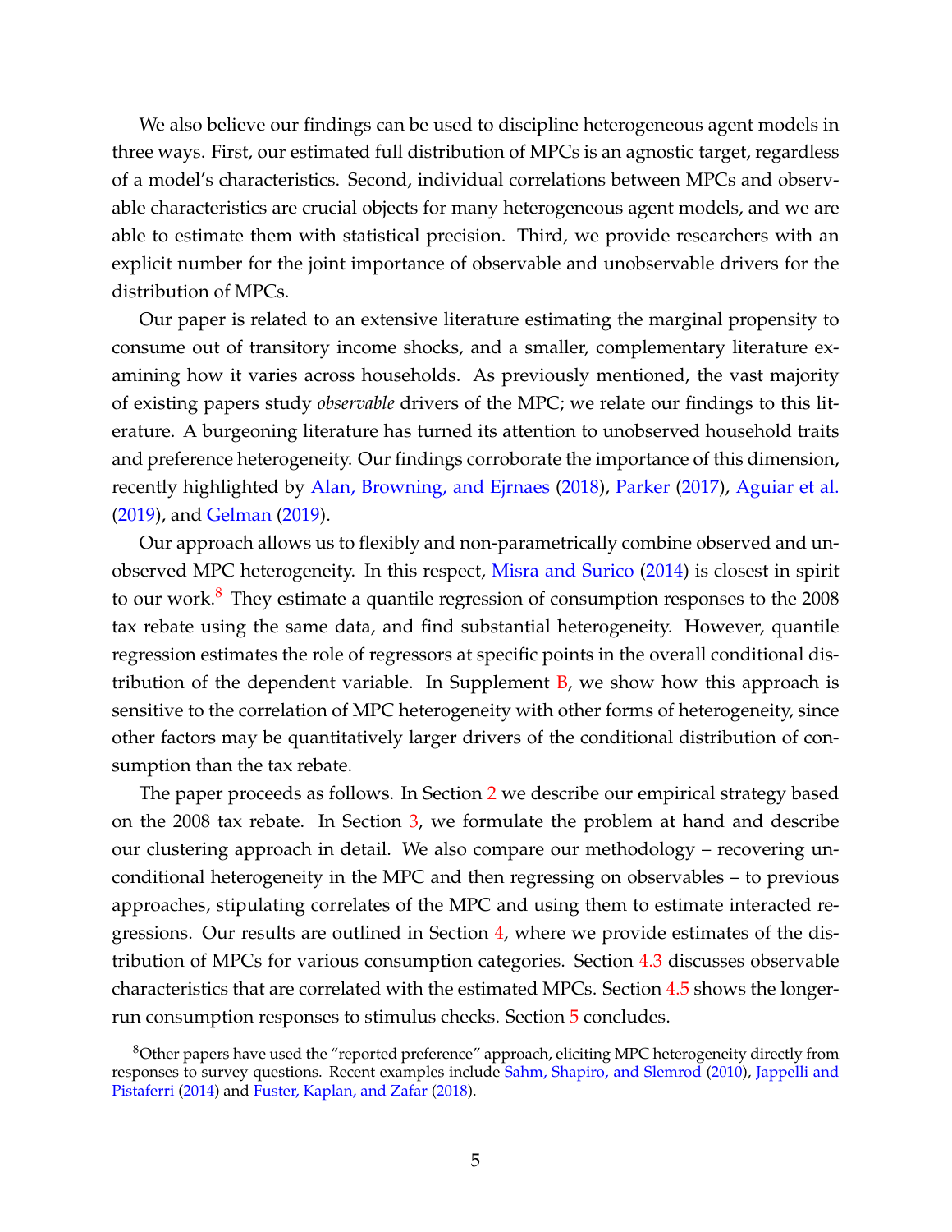We also believe our findings can be used to discipline heterogeneous agent models in three ways. First, our estimated full distribution of MPCs is an agnostic target, regardless of a model's characteristics. Second, individual correlations between MPCs and observable characteristics are crucial objects for many heterogeneous agent models, and we are able to estimate them with statistical precision. Third, we provide researchers with an explicit number for the joint importance of observable and unobservable drivers for the distribution of MPCs.

Our paper is related to an extensive literature estimating the marginal propensity to consume out of transitory income shocks, and a smaller, complementary literature examining how it varies across households. As previously mentioned, the vast majority of existing papers study *observable* drivers of the MPC; we relate our findings to this literature. A burgeoning literature has turned its attention to unobserved household traits and preference heterogeneity. Our findings corroborate the importance of this dimension, recently highlighted by Alan, Browning, and Ejrnaes (2018), Parker (2017), Aguiar et al. (2019), and Gelman (2019).

Our approach allows us to flexibly and non-parametrically combine observed and unobserved MPC heterogeneity. In this respect, Misra and Surico (2014) is closest in spirit to our work.[8] They estimate a quantile regression of consumption responses to the 2008 tax rebate using the same data, and find substantial heterogeneity. However, quantile regression estimates the role of regressors at specific points in the overall conditional distribution of the dependent variable. In Supplement B, we show how this approach is sensitive to the correlation of MPC heterogeneity with other forms of heterogeneity, since other factors may be quantitatively larger drivers of the conditional distribution of consumption than the tax rebate.

The paper proceeds as follows. In Section 2 we describe our empirical strategy based on the 2008 tax rebate. In Section 3, we formulate the problem at hand and describe our clustering approach in detail. We also compare our methodology – recovering unconditional heterogeneity in the MPC and then regressing on observables – to previous approaches, stipulating correlates of the MPC and using them to estimate interacted regressions. Our results are outlined in Section 4, where we provide estimates of the distribution of MPCs for various consumption categories. Section 4.3 discusses observable characteristics that are correlated with the estimated MPCs. Section 4.5 shows the longer-run consumption responses to stimulus checks. Section 5 concludes.

[8] Other papers have used the "reported preference" approach, eliciting MPC heterogeneity directly from responses to survey questions. Recent examples include Sahm, Shapiro, and Slemrod (2010), Jappelli and Pistaferri (2014) and Fuster, Kaplan, and Zafar (2018).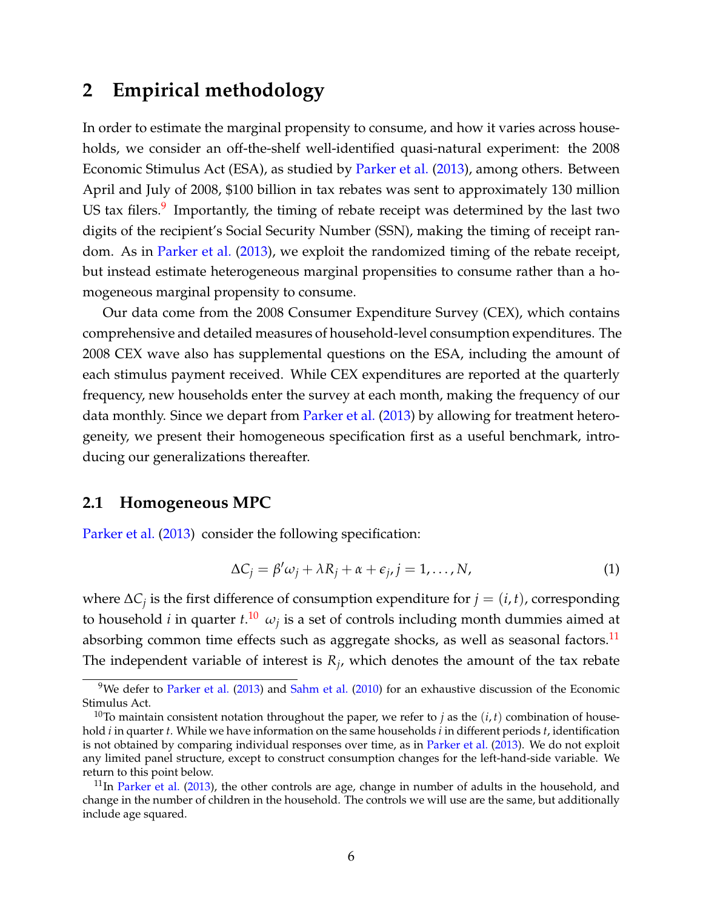# 2 Empirical methodology

In order to estimate the marginal propensity to consume, and how it varies across households, we consider an off-the-shelf well-identified quasi-natural experiment: the 2008 Economic Stimulus Act (ESA), as studied by Parker et al. (2013), among others. Between April and July of 2008, \$100 billion in tax rebates was sent to approximately 130 million US tax filers.[9] Importantly, the timing of rebate receipt was determined by the last two digits of the recipient's Social Security Number (SSN), making the timing of receipt random. As in Parker et al. (2013), we exploit the randomized timing of the rebate receipt, but instead estimate heterogeneous marginal propensities to consume rather than a homogeneous marginal propensity to consume.

Our data come from the 2008 Consumer Expenditure Survey (CEX), which contains comprehensive and detailed measures of household-level consumption expenditures. The 2008 CEX wave also has supplemental questions on the ESA, including the amount of each stimulus payment received. While CEX expenditures are reported at the quarterly frequency, new households enter the survey at each month, making the frequency of our data monthly. Since we depart from Parker et al. (2013) by allowing for treatment heterogeneity, we present their homogeneous specification first as a useful benchmark, introducing our generalizations thereafter.

## 2.1 Homogeneous MPC

Parker et al. (2013) consider the following specification:

$$\Delta C_j = \beta' \omega_j + \lambda R_j + \alpha + \epsilon_j, j = 1, \ldots, N, \tag{1}$$

where $\Delta C_j$ is the first difference of consumption expenditure for $j = (i, t)$, corresponding to household $i$ in quarter $t$.[10] $\omega_j$ is a set of controls including month dummies aimed at absorbing common time effects such as aggregate shocks, as well as seasonal factors.[11] The independent variable of interest is $R_j$, which denotes the amount of the tax rebate

[9] We defer to Parker et al. (2013) and Sahm et al. (2010) for an exhaustive discussion of the Economic Stimulus Act.

[10] To maintain consistent notation throughout the paper, we refer to $j$ as the $(i, t)$ combination of household $i$ in quarter $t$. While we have information on the same households $i$ in different periods $t$, identification is not obtained by comparing individual responses over time, as in Parker et al. (2013). We do not exploit any limited panel structure, except to construct consumption changes for the left-hand-side variable. We return to this point below.

[11] In Parker et al. (2013), the other controls are age, change in number of adults in the household, and change in the number of children in the household. The controls we will use are the same, but additionally include age squared.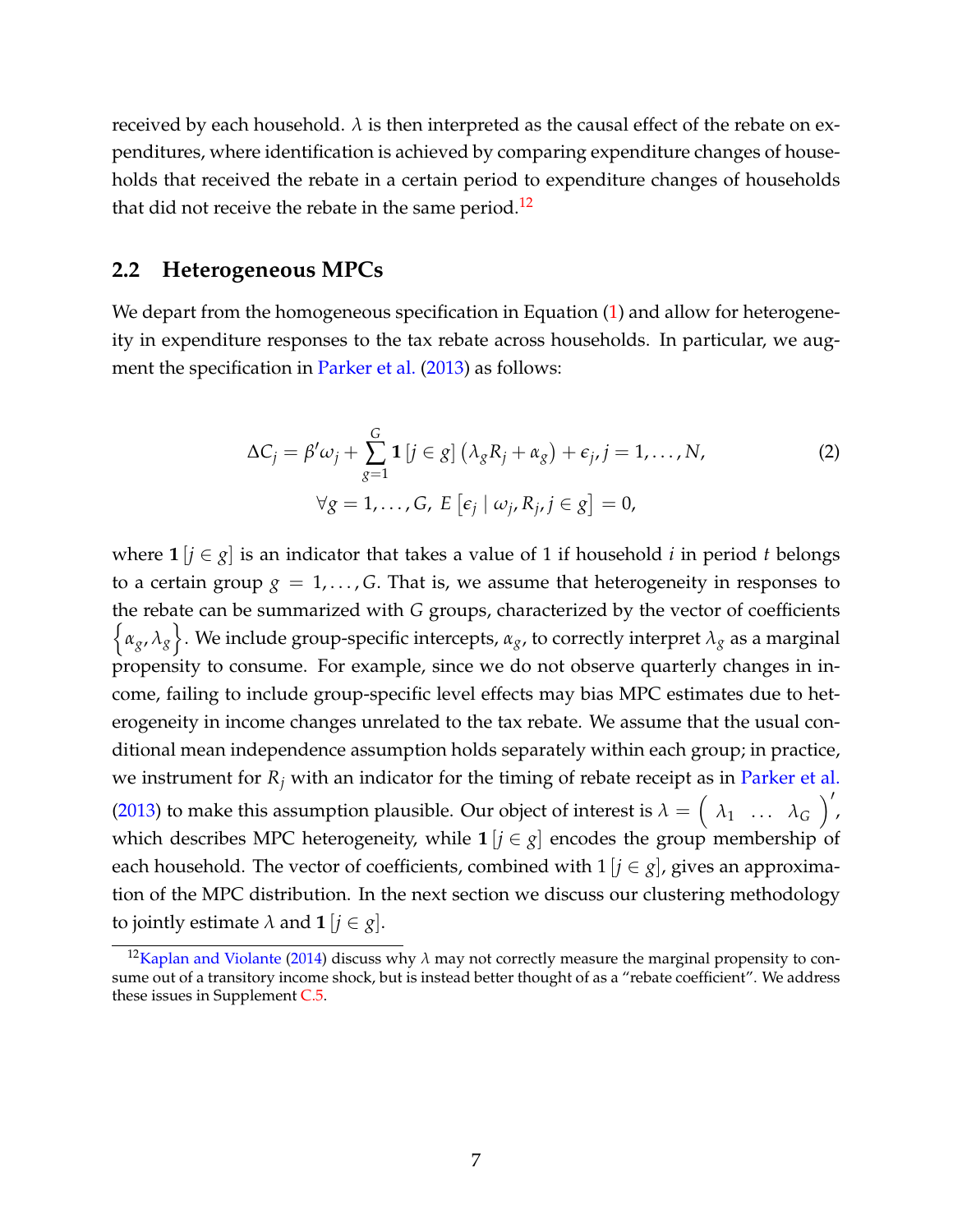received by each household. $\lambda$ is then interpreted as the causal effect of the rebate on expenditures, where identification is achieved by comparing expenditure changes of households that received the rebate in a certain period to expenditure changes of households that did not receive the rebate in the same period.[12]

## 2.2 Heterogeneous MPCs

We depart from the homogeneous specification in Equation (1) and allow for heterogeneity in expenditure responses to the tax rebate across households. In particular, we augment the specification in Parker et al. (2013) as follows:

$$\Delta C_j = \beta' \omega_j + \sum_{g=1}^{G} \mathbf{1}\left[j \in g\right]\left(\lambda_g R_j + \alpha_g\right) + \epsilon_j, j = 1, \ldots, N, \tag{2}$$
$$\forall g = 1, \ldots, G,\ E\left[\epsilon_j \mid \omega_j, R_j, j \in g\right] = 0,$$

where $\mathbf{1}\left[j \in g\right]$ is an indicator that takes a value of 1 if household $i$ in period $t$ belongs to a certain group $g = 1, \ldots, G$. That is, we assume that heterogeneity in responses to the rebate can be summarized with $G$ groups, characterized by the vector of coefficients $\left\{\alpha_g, \lambda_g\right\}$. We include group-specific intercepts, $\alpha_g$, to correctly interpret $\lambda_g$ as a marginal propensity to consume. For example, since we do not observe quarterly changes in income, failing to include group-specific level effects may bias MPC estimates due to heterogeneity in income changes unrelated to the tax rebate. We assume that the usual conditional mean independence assumption holds separately within each group; in practice, we instrument for $R_j$ with an indicator for the timing of rebate receipt as in Parker et al. (2013) to make this assumption plausible. Our object of interest is $\lambda = \begin{pmatrix} \lambda_1 & \ldots & \lambda_G \end{pmatrix}'$, which describes MPC heterogeneity, while $\mathbf{1}\left[j \in g\right]$ encodes the group membership of each household. The vector of coefficients, combined with $1\left[j \in g\right]$, gives an approximation of the MPC distribution. In the next section we discuss our clustering methodology to jointly estimate $\lambda$ and $\mathbf{1}\left[j \in g\right]$.

[12] Kaplan and Violante (2014) discuss why $\lambda$ may not correctly measure the marginal propensity to consume out of a transitory income shock, but is instead better thought of as a "rebate coefficient". We address these issues in Supplement C.5.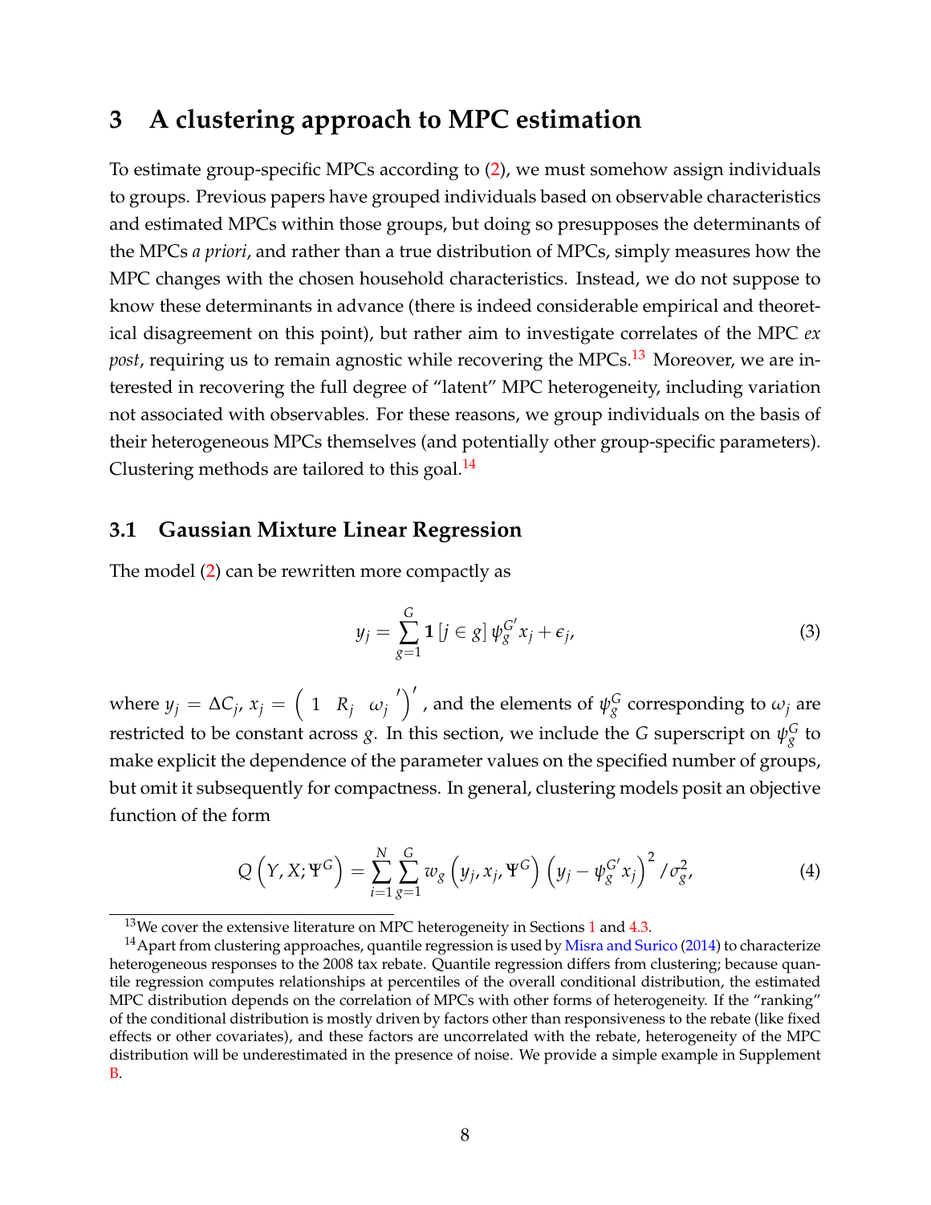# 3 A clustering approach to MPC estimation

To estimate group-specific MPCs according to (2), we must somehow assign individuals to groups. Previous papers have grouped individuals based on observable characteristics and estimated MPCs within those groups, but doing so presupposes the determinants of the MPCs *a priori*, and rather than a true distribution of MPCs, simply measures how the MPC changes with the chosen household characteristics. Instead, we do not suppose to know these determinants in advance (there is indeed considerable empirical and theoretical disagreement on this point), but rather aim to investigate correlates of the MPC *ex post*, requiring us to remain agnostic while recovering the MPCs.[13] Moreover, we are interested in recovering the full degree of "latent" MPC heterogeneity, including variation not associated with observables. For these reasons, we group individuals on the basis of their heterogeneous MPCs themselves (and potentially other group-specific parameters). Clustering methods are tailored to this goal.[14]

## 3.1 Gaussian Mixture Linear Regression

The model (2) can be rewritten more compactly as

$$y_j = \sum_{g=1}^{G} \mathbf{1}\left[j \in g\right] \psi_g^{G'} x_j + \epsilon_j, \tag{3}$$

where $y_j = \Delta C_j$, $x_j = \begin{pmatrix} 1 & R_j & \omega_j{}' \end{pmatrix}'$, and the elements of $\psi_g^G$ corresponding to $\omega_j$ are restricted to be constant across $g$. In this section, we include the $G$ superscript on $\psi_g^G$ to make explicit the dependence of the parameter values on the specified number of groups, but omit it subsequently for compactness. In general, clustering models posit an objective function of the form

$$Q\left(Y, X; \Psi^G\right) = \sum_{i=1}^{N} \sum_{g=1}^{G} w_g\left(y_j, x_j, \Psi^G\right) \left(y_j - \psi_g^{G'} x_j\right)^2 / \sigma_g^2, \tag{4}$$

[13] We cover the extensive literature on MPC heterogeneity in Sections 1 and 4.3.

[14] Apart from clustering approaches, quantile regression is used by Misra and Surico (2014) to characterize heterogeneous responses to the 2008 tax rebate. Quantile regression differs from clustering; because quantile regression computes relationships at percentiles of the overall conditional distribution, the estimated MPC distribution depends on the correlation of MPCs with other forms of heterogeneity. If the "ranking" of the conditional distribution is mostly driven by factors other than responsiveness to the rebate (like fixed effects or other covariates), and these factors are uncorrelated with the rebate, heterogeneity of the MPC distribution will be underestimated in the presence of noise. We provide a simple example in Supplement B.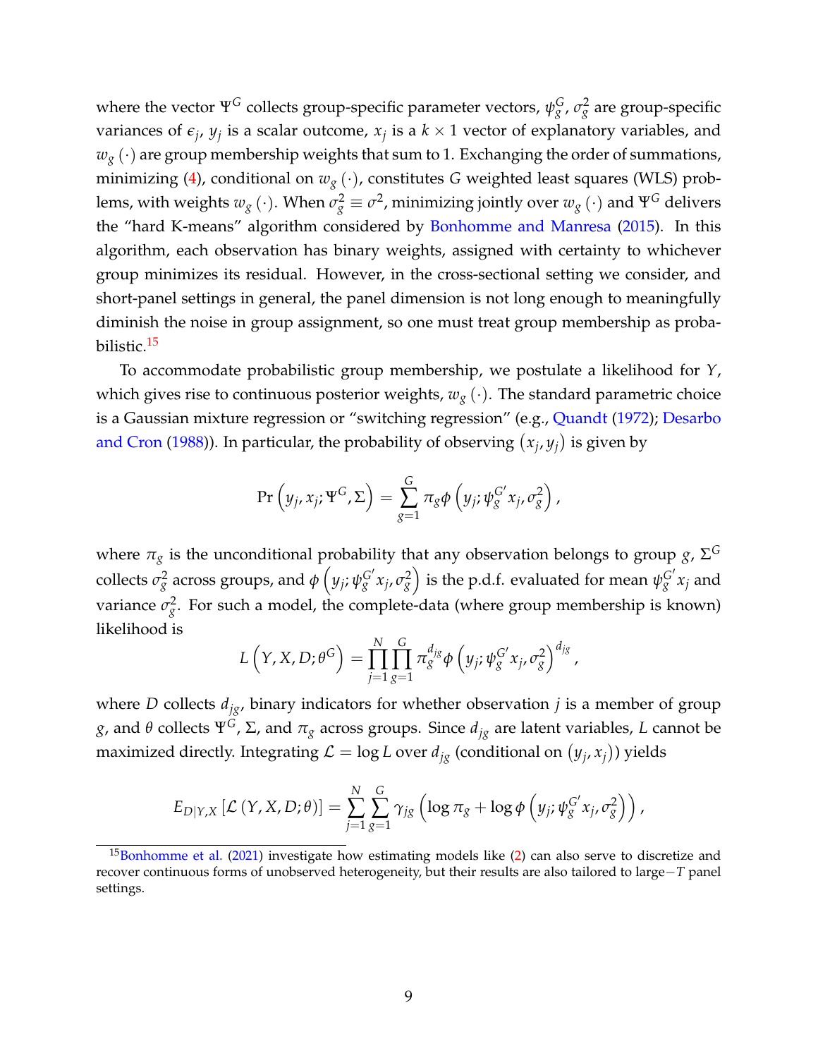where the vector $\Psi^G$ collects group-specific parameter vectors, $\psi_g^G$, $\sigma_g^2$ are group-specific variances of $\epsilon_j$, $y_j$ is a scalar outcome, $x_j$ is a $k \times 1$ vector of explanatory variables, and $w_g(\cdot)$ are group membership weights that sum to 1. Exchanging the order of summations, minimizing (4), conditional on $w_g(\cdot)$, constitutes $G$ weighted least squares (WLS) problems, with weights $w_g(\cdot)$. When $\sigma_g^2 \equiv \sigma^2$, minimizing jointly over $w_g(\cdot)$ and $\Psi^G$ delivers the "hard K-means" algorithm considered by Bonhomme and Manresa (2015). In this algorithm, each observation has binary weights, assigned with certainty to whichever group minimizes its residual. However, in the cross-sectional setting we consider, and short-panel settings in general, the panel dimension is not long enough to meaningfully diminish the noise in group assignment, so one must treat group membership as probabilistic.[15]

To accommodate probabilistic group membership, we postulate a likelihood for $Y$, which gives rise to continuous posterior weights, $w_g(\cdot)$. The standard parametric choice is a Gaussian mixture regression or "switching regression" (e.g., Quandt (1972); Desarbo and Cron (1988)). In particular, the probability of observing $(x_j, y_j)$ is given by

$$\Pr\left(y_j, x_j; \Psi^G, \Sigma\right) = \sum_{g=1}^{G} \pi_g \phi\left(y_j; \psi_g^{G'} x_j, \sigma_g^2\right),$$

where $\pi_g$ is the unconditional probability that any observation belongs to group $g$, $\Sigma^G$ collects $\sigma_g^2$ across groups, and $\phi\left(y_j; \psi_g^{G'} x_j, \sigma_g^2\right)$ is the p.d.f. evaluated for mean $\psi_g^{G'} x_j$ and variance $\sigma_g^2$. For such a model, the complete-data (where group membership is known) likelihood is

$$L\left(Y, X, D; \theta^G\right) = \prod_{j=1}^{N} \prod_{g=1}^{G} \pi_g^{d_{jg}} \phi\left(y_j; \psi_g^{G'} x_j, \sigma_g^2\right)^{d_{jg}},$$

where $D$ collects $d_{jg}$, binary indicators for whether observation $j$ is a member of group $g$, and $\theta$ collects $\Psi^G$, $\Sigma$, and $\pi_g$ across groups. Since $d_{jg}$ are latent variables, $L$ cannot be maximized directly. Integrating $\mathcal{L} = \log L$ over $d_{jg}$ (conditional on $(y_j, x_j)$) yields

$$E_{D|Y,X}\left[\mathcal{L}\left(Y, X, D; \theta\right)\right] = \sum_{j=1}^{N} \sum_{g=1}^{G} \gamma_{jg} \left(\log \pi_g + \log \phi\left(y_j; \psi_g^{G'} x_j, \sigma_g^2\right)\right),$$

[15] Bonhomme et al. (2021) investigate how estimating models like (2) can also serve to discretize and recover continuous forms of unobserved heterogeneity, but their results are also tailored to large$-T$ panel settings.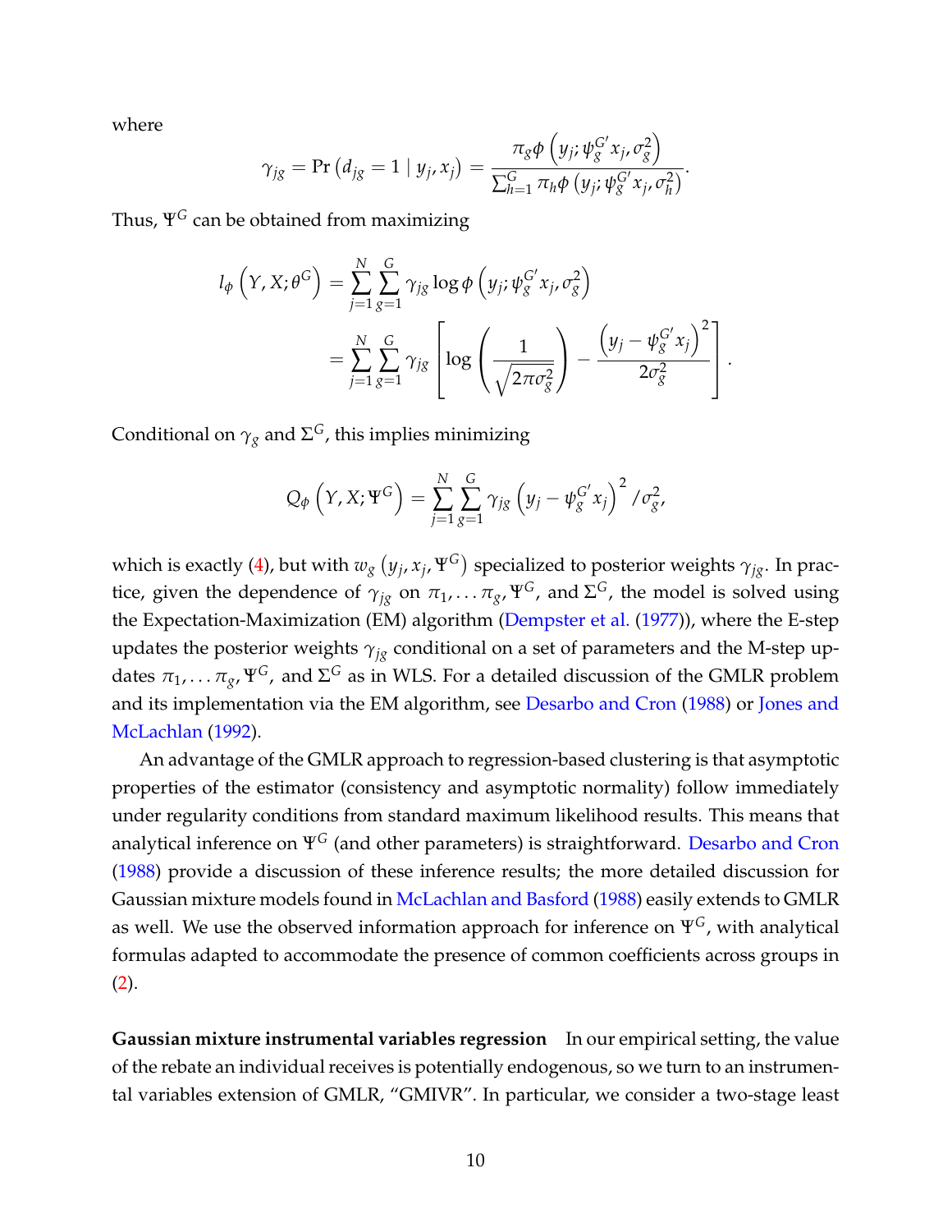where

$$\gamma_{jg} = \Pr\left(d_{jg} = 1 \mid y_j, x_j\right) = \frac{\pi_g \phi\left(y_j; \psi_g^{G'} x_j, \sigma_g^2\right)}{\sum_{h=1}^{G} \pi_h \phi\left(y_j; \psi_g^{G'} x_j, \sigma_h^2\right)}.$$

Thus, $\Psi^G$ can be obtained from maximizing

$$\begin{aligned}
l_\phi\left(Y, X; \theta^G\right) &= \sum_{j=1}^{N} \sum_{g=1}^{G} \gamma_{jg} \log \phi\left(y_j; \psi_g^{G'} x_j, \sigma_g^2\right) \\
&= \sum_{j=1}^{N} \sum_{g=1}^{G} \gamma_{jg} \left[\log\left(\frac{1}{\sqrt{2\pi\sigma_g^2}}\right) - \frac{\left(y_j - \psi_g^{G'} x_j\right)^2}{2\sigma_g^2}\right].
\end{aligned}$$

Conditional on $\gamma_g$ and $\Sigma^G$, this implies minimizing

$$Q_\phi\left(Y, X; \Psi^G\right) = \sum_{j=1}^{N} \sum_{g=1}^{G} \gamma_{jg} \left(y_j - \psi_g^{G'} x_j\right)^2 / \sigma_g^2,$$

which is exactly (4), but with $w_g\left(y_j, x_j, \Psi^G\right)$ specialized to posterior weights $\gamma_{jg}$. In practice, given the dependence of $\gamma_{jg}$ on $\pi_1, \ldots \pi_g, \Psi^G$, and $\Sigma^G$, the model is solved using the Expectation-Maximization (EM) algorithm (Dempster et al. (1977)), where the E-step updates the posterior weights $\gamma_{jg}$ conditional on a set of parameters and the M-step updates $\pi_1, \ldots \pi_g, \Psi^G$, and $\Sigma^G$ as in WLS. For a detailed discussion of the GMLR problem and its implementation via the EM algorithm, see Desarbo and Cron (1988) or Jones and McLachlan (1992).

An advantage of the GMLR approach to regression-based clustering is that asymptotic properties of the estimator (consistency and asymptotic normality) follow immediately under regularity conditions from standard maximum likelihood results. This means that analytical inference on $\Psi^G$ (and other parameters) is straightforward. Desarbo and Cron (1988) provide a discussion of these inference results; the more detailed discussion for Gaussian mixture models found in McLachlan and Basford (1988) easily extends to GMLR as well. We use the observed information approach for inference on $\Psi^G$, with analytical formulas adapted to accommodate the presence of common coefficients across groups in (2).

**Gaussian mixture instrumental variables regression** In our empirical setting, the value of the rebate an individual receives is potentially endogenous, so we turn to an instrumental variables extension of GMLR, "GMIVR". In particular, we consider a two-stage least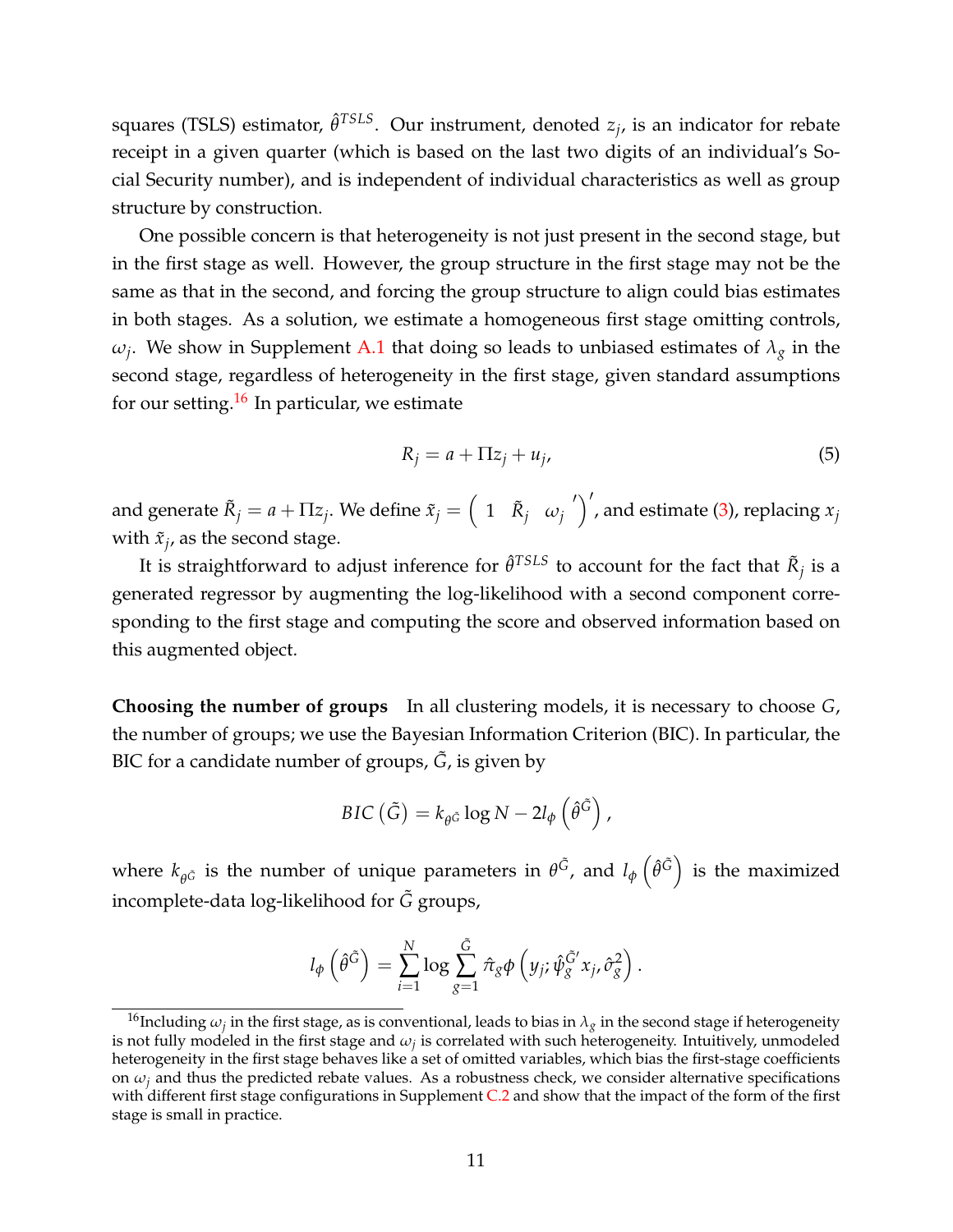squares (TSLS) estimator, $\hat{\theta}^{TSLS}$. Our instrument, denoted $z_j$, is an indicator for rebate receipt in a given quarter (which is based on the last two digits of an individual's Social Security number), and is independent of individual characteristics as well as group structure by construction.

One possible concern is that heterogeneity is not just present in the second stage, but in the first stage as well. However, the group structure in the first stage may not be the same as that in the second, and forcing the group structure to align could bias estimates in both stages. As a solution, we estimate a homogeneous first stage omitting controls, $\omega_j$. We show in Supplement A.1 that doing so leads to unbiased estimates of $\lambda_g$ in the second stage, regardless of heterogeneity in the first stage, given standard assumptions for our setting.[16] In particular, we estimate

$$R_j = a + \Pi z_j + u_j, \tag{5}$$

and generate $\tilde{R}_j = a + \Pi z_j$. We define $\tilde{x}_j = \begin{pmatrix} 1 & \tilde{R}_j & \omega_j{}' \end{pmatrix}'$, and estimate (3), replacing $x_j$ with $\tilde{x}_j$, as the second stage.

It is straightforward to adjust inference for $\hat{\theta}^{TSLS}$ to account for the fact that $\tilde{R}_j$ is a generated regressor by augmenting the log-likelihood with a second component corresponding to the first stage and computing the score and observed information based on this augmented object.

**Choosing the number of groups** In all clustering models, it is necessary to choose $G$, the number of groups; we use the Bayesian Information Criterion (BIC). In particular, the BIC for a candidate number of groups, $\tilde{G}$, is given by

$$BIC\left(\tilde{G}\right) = k_{\theta^{\tilde{G}}} \log N - 2 l_{\phi}\left(\hat{\theta}^{\tilde{G}}\right),$$

where $k_{\theta^{\tilde{G}}}$ is the number of unique parameters in $\theta^{\tilde{G}}$, and $l_{\phi}\left(\hat{\theta}^{\tilde{G}}\right)$ is the maximized incomplete-data log-likelihood for $\tilde{G}$ groups,

$$l_{\phi}\left(\hat{\theta}^{\tilde{G}}\right) = \sum_{i=1}^{N} \log \sum_{g=1}^{\tilde{G}} \hat{\pi}_g \phi\left(y_j; \hat{\psi}_g^{\tilde{G}\prime} x_j, \hat{\sigma}_g^2\right).$$

[16] Including $\omega_j$ in the first stage, as is conventional, leads to bias in $\lambda_g$ in the second stage if heterogeneity is not fully modeled in the first stage and $\omega_j$ is correlated with such heterogeneity. Intuitively, unmodeled heterogeneity in the first stage behaves like a set of omitted variables, which bias the first-stage coefficients on $\omega_j$ and thus the predicted rebate values. As a robustness check, we consider alternative specifications with different first stage configurations in Supplement C.2 and show that the impact of the form of the first stage is small in practice.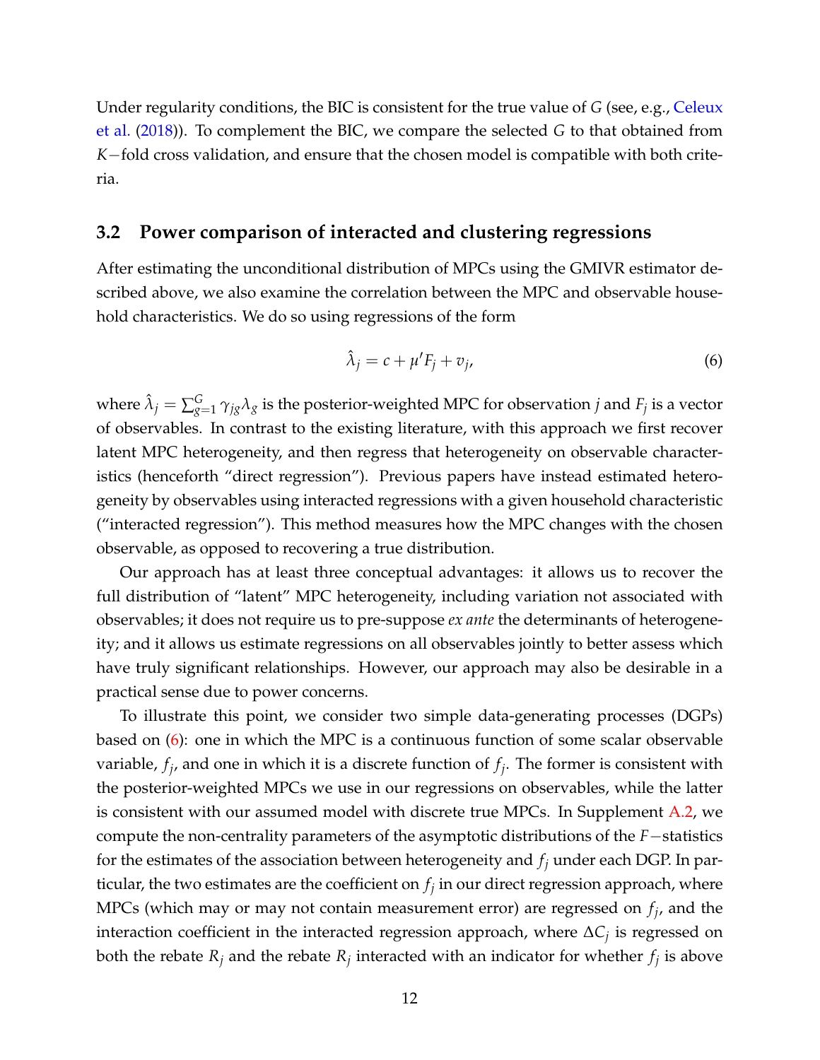Under regularity conditions, the BIC is consistent for the true value of $G$ (see, e.g., Celeux et al. (2018)). To complement the BIC, we compare the selected $G$ to that obtained from $K-$fold cross validation, and ensure that the chosen model is compatible with both criteria.

## 3.2 Power comparison of interacted and clustering regressions

After estimating the unconditional distribution of MPCs using the GMIVR estimator described above, we also examine the correlation between the MPC and observable household characteristics. We do so using regressions of the form

$$\hat{\lambda}_j = c + \mu' F_j + v_j, \tag{6}$$

where $\hat{\lambda}_j = \sum_{g=1}^{G} \gamma_{jg} \lambda_g$ is the posterior-weighted MPC for observation $j$ and $F_j$ is a vector of observables. In contrast to the existing literature, with this approach we first recover latent MPC heterogeneity, and then regress that heterogeneity on observable characteristics (henceforth "direct regression"). Previous papers have instead estimated heterogeneity by observables using interacted regressions with a given household characteristic ("interacted regression"). This method measures how the MPC changes with the chosen observable, as opposed to recovering a true distribution.

Our approach has at least three conceptual advantages: it allows us to recover the full distribution of "latent" MPC heterogeneity, including variation not associated with observables; it does not require us to pre-suppose *ex ante* the determinants of heterogeneity; and it allows us estimate regressions on all observables jointly to better assess which have truly significant relationships. However, our approach may also be desirable in a practical sense due to power concerns.

To illustrate this point, we consider two simple data-generating processes (DGPs) based on (6): one in which the MPC is a continuous function of some scalar observable variable, $f_j$, and one in which it is a discrete function of $f_j$. The former is consistent with the posterior-weighted MPCs we use in our regressions on observables, while the latter is consistent with our assumed model with discrete true MPCs. In Supplement A.2, we compute the non-centrality parameters of the asymptotic distributions of the $F-$statistics for the estimates of the association between heterogeneity and $f_j$ under each DGP. In particular, the two estimates are the coefficient on $f_j$ in our direct regression approach, where MPCs (which may or may not contain measurement error) are regressed on $f_j$, and the interaction coefficient in the interacted regression approach, where $\Delta C_j$ is regressed on both the rebate $R_j$ and the rebate $R_j$ interacted with an indicator for whether $f_j$ is above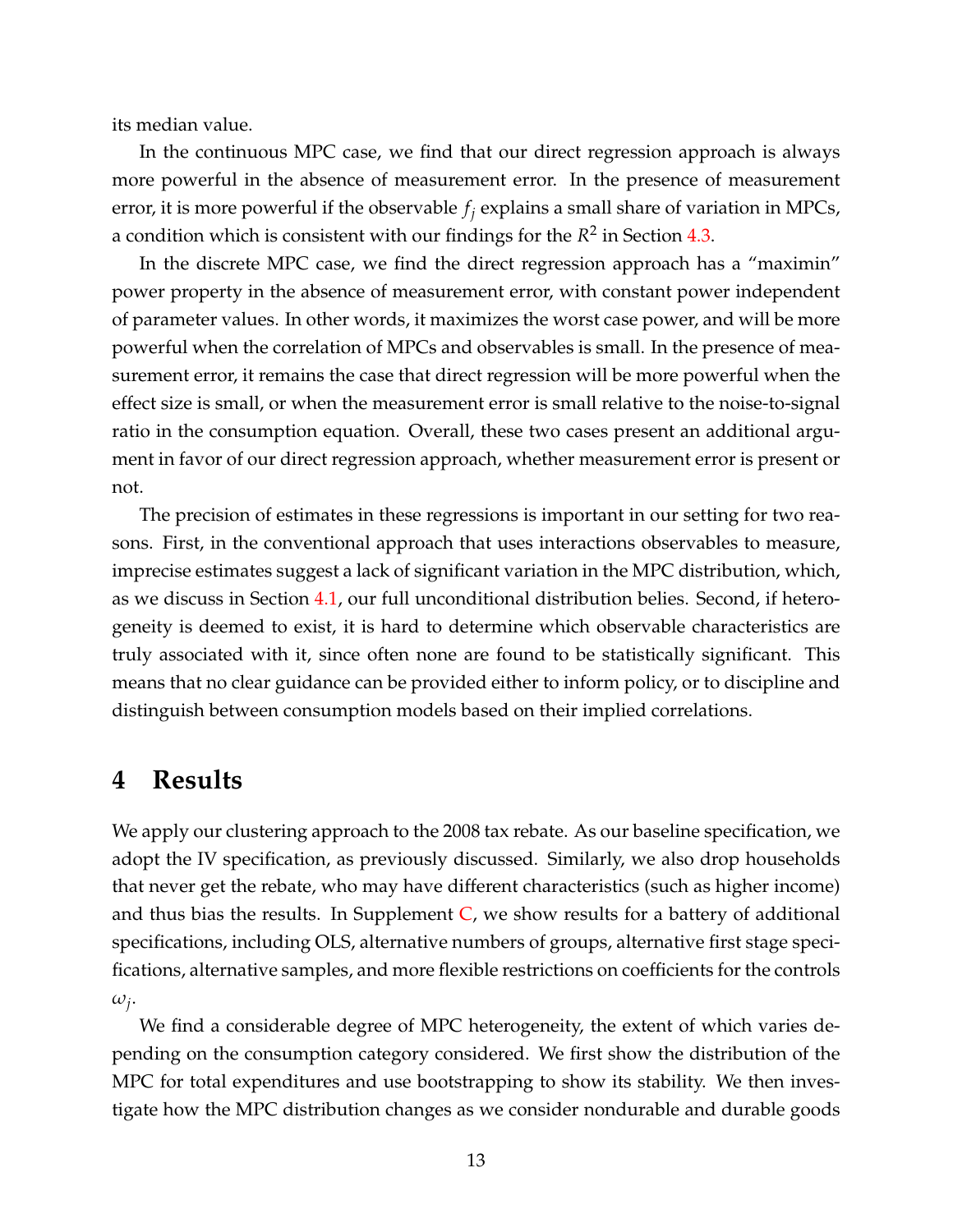its median value.

In the continuous MPC case, we find that our direct regression approach is always more powerful in the absence of measurement error. In the presence of measurement error, it is more powerful if the observable $f_j$ explains a small share of variation in MPCs, a condition which is consistent with our findings for the $R^2$ in Section 4.3.

In the discrete MPC case, we find the direct regression approach has a "maximin" power property in the absence of measurement error, with constant power independent of parameter values. In other words, it maximizes the worst case power, and will be more powerful when the correlation of MPCs and observables is small. In the presence of measurement error, it remains the case that direct regression will be more powerful when the effect size is small, or when the measurement error is small relative to the noise-to-signal ratio in the consumption equation. Overall, these two cases present an additional argument in favor of our direct regression approach, whether measurement error is present or not.

The precision of estimates in these regressions is important in our setting for two reasons. First, in the conventional approach that uses interactions observables to measure, imprecise estimates suggest a lack of significant variation in the MPC distribution, which, as we discuss in Section 4.1, our full unconditional distribution belies. Second, if heterogeneity is deemed to exist, it is hard to determine which observable characteristics are truly associated with it, since often none are found to be statistically significant. This means that no clear guidance can be provided either to inform policy, or to discipline and distinguish between consumption models based on their implied correlations.

# 4 Results

We apply our clustering approach to the 2008 tax rebate. As our baseline specification, we adopt the IV specification, as previously discussed. Similarly, we also drop households that never get the rebate, who may have different characteristics (such as higher income) and thus bias the results. In Supplement C, we show results for a battery of additional specifications, including OLS, alternative numbers of groups, alternative first stage specifications, alternative samples, and more flexible restrictions on coefficients for the controls $\omega_j$.

We find a considerable degree of MPC heterogeneity, the extent of which varies depending on the consumption category considered. We first show the distribution of the MPC for total expenditures and use bootstrapping to show its stability. We then investigate how the MPC distribution changes as we consider nondurable and durable goods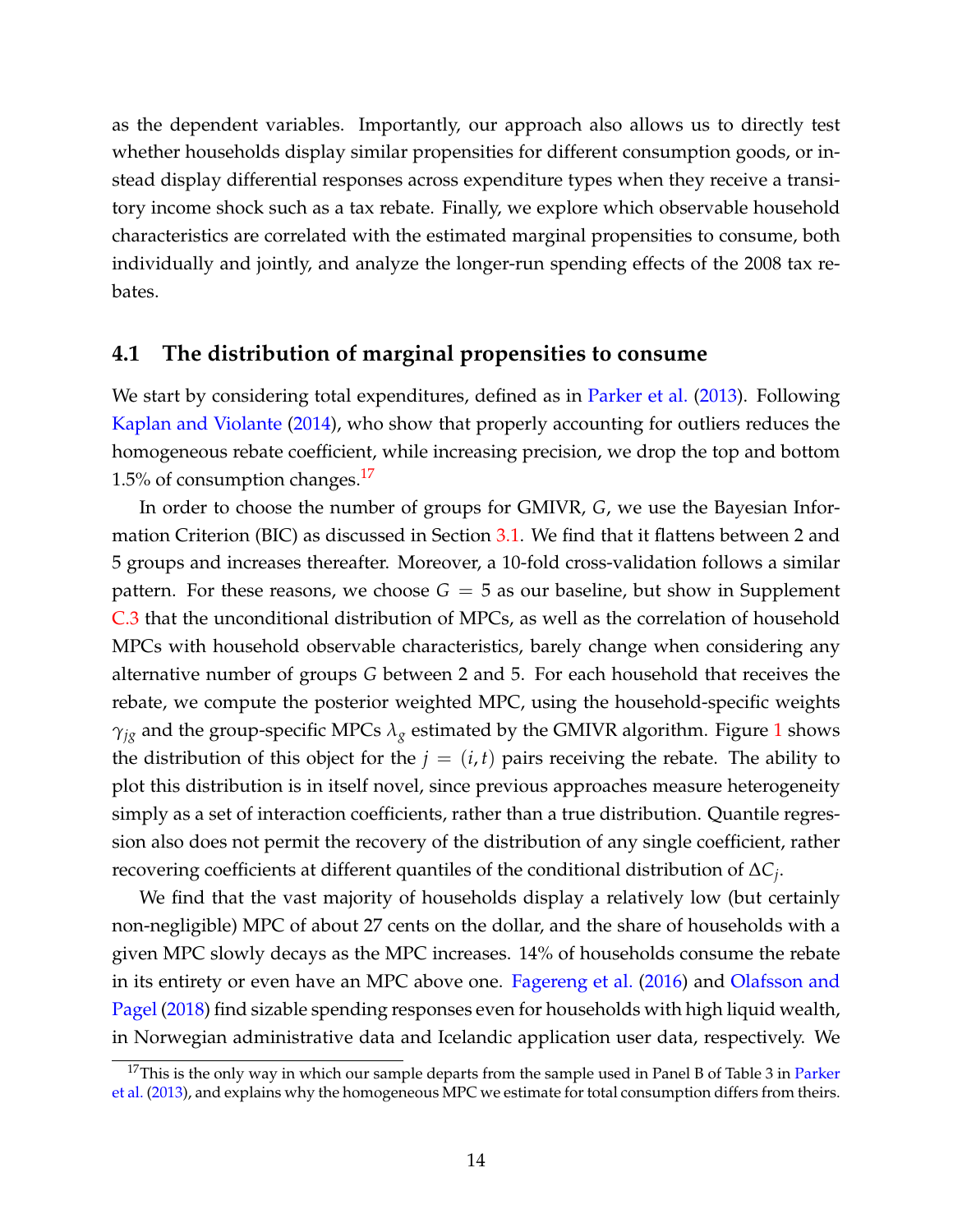as the dependent variables. Importantly, our approach also allows us to directly test whether households display similar propensities for different consumption goods, or instead display differential responses across expenditure types when they receive a transitory income shock such as a tax rebate. Finally, we explore which observable household characteristics are correlated with the estimated marginal propensities to consume, both individually and jointly, and analyze the longer-run spending effects of the 2008 tax rebates.

## 4.1 The distribution of marginal propensities to consume

We start by considering total expenditures, defined as in Parker et al. (2013). Following Kaplan and Violante (2014), who show that properly accounting for outliers reduces the homogeneous rebate coefficient, while increasing precision, we drop the top and bottom 1.5% of consumption changes.[17]

In order to choose the number of groups for GMIVR, $G$, we use the Bayesian Information Criterion (BIC) as discussed in Section 3.1. We find that it flattens between 2 and 5 groups and increases thereafter. Moreover, a 10-fold cross-validation follows a similar pattern. For these reasons, we choose $G = 5$ as our baseline, but show in Supplement C.3 that the unconditional distribution of MPCs, as well as the correlation of household MPCs with household observable characteristics, barely change when considering any alternative number of groups $G$ between 2 and 5. For each household that receives the rebate, we compute the posterior weighted MPC, using the household-specific weights $\gamma_{jg}$ and the group-specific MPCs $\lambda_g$ estimated by the GMIVR algorithm. Figure 1 shows the distribution of this object for the $j = (i, t)$ pairs receiving the rebate. The ability to plot this distribution is in itself novel, since previous approaches measure heterogeneity simply as a set of interaction coefficients, rather than a true distribution. Quantile regression also does not permit the recovery of the distribution of any single coefficient, rather recovering coefficients at different quantiles of the conditional distribution of $\Delta C_j$.

We find that the vast majority of households display a relatively low (but certainly non-negligible) MPC of about 27 cents on the dollar, and the share of households with a given MPC slowly decays as the MPC increases. 14% of households consume the rebate in its entirety or even have an MPC above one. Fagereng et al. (2016) and Olafsson and Pagel (2018) find sizable spending responses even for households with high liquid wealth, in Norwegian administrative data and Icelandic application user data, respectively. We

[17] This is the only way in which our sample departs from the sample used in Panel B of Table 3 in Parker et al. (2013), and explains why the homogeneous MPC we estimate for total consumption differs from theirs.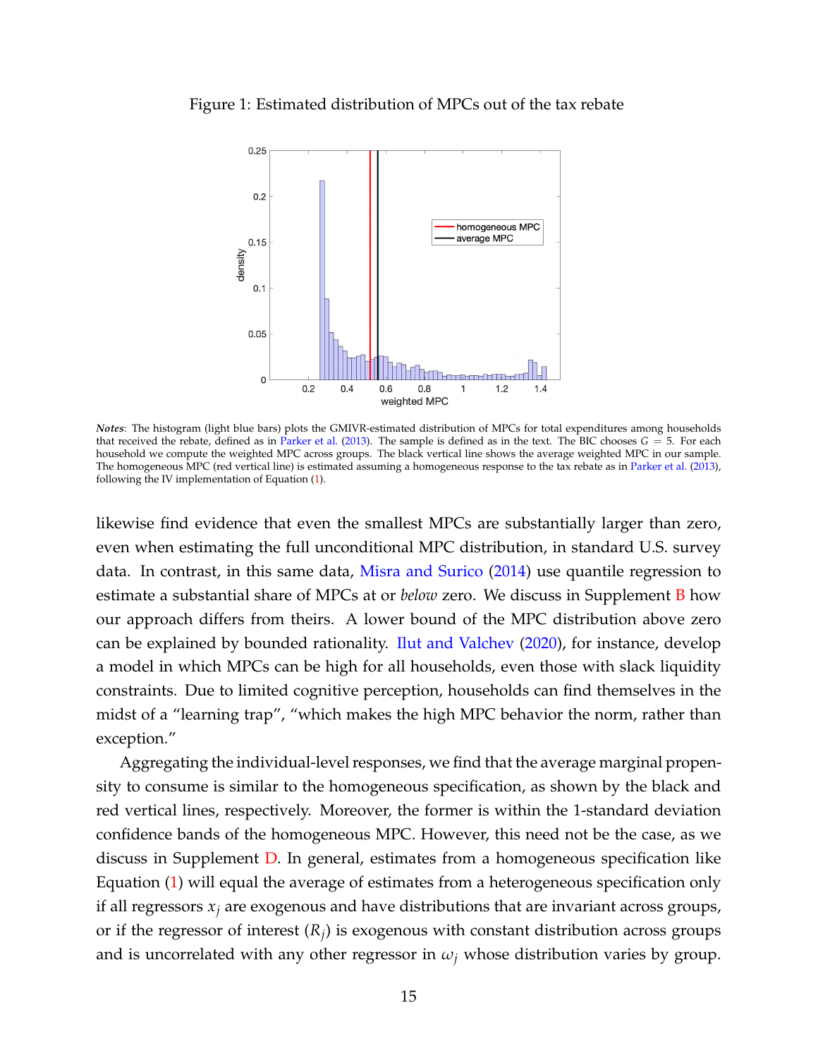Figure 1: Estimated distribution of MPCs out of the tax rebate

*Notes*: The histogram (light blue bars) plots the GMIVR-estimated distribution of MPCs for total expenditures among households that received the rebate, defined as in Parker et al. (2013). The sample is defined as in the text. The BIC chooses $G = 5$. For each household we compute the weighted MPC across groups. The black vertical line shows the average weighted MPC in our sample. The homogeneous MPC (red vertical line) is estimated assuming a homogeneous response to the tax rebate as in Parker et al. (2013), following the IV implementation of Equation (1).

likewise find evidence that even the smallest MPCs are substantially larger than zero, even when estimating the full unconditional MPC distribution, in standard U.S. survey data. In contrast, in this same data, Misra and Surico (2014) use quantile regression to estimate a substantial share of MPCs at or *below* zero. We discuss in Supplement B how our approach differs from theirs. A lower bound of the MPC distribution above zero can be explained by bounded rationality. Ilut and Valchev (2020), for instance, develop a model in which MPCs can be high for all households, even those with slack liquidity constraints. Due to limited cognitive perception, households can find themselves in the midst of a "learning trap", "which makes the high MPC behavior the norm, rather than exception."

Aggregating the individual-level responses, we find that the average marginal propensity to consume is similar to the homogeneous specification, as shown by the black and red vertical lines, respectively. Moreover, the former is within the 1-standard deviation confidence bands of the homogeneous MPC. However, this need not be the case, as we discuss in Supplement D. In general, estimates from a homogeneous specification like Equation (1) will equal the average of estimates from a heterogeneous specification only if all regressors $x_j$ are exogenous and have distributions that are invariant across groups, or if the regressor of interest ($R_j$) is exogenous with constant distribution across groups and is uncorrelated with any other regressor in $\omega_j$ whose distribution varies by group.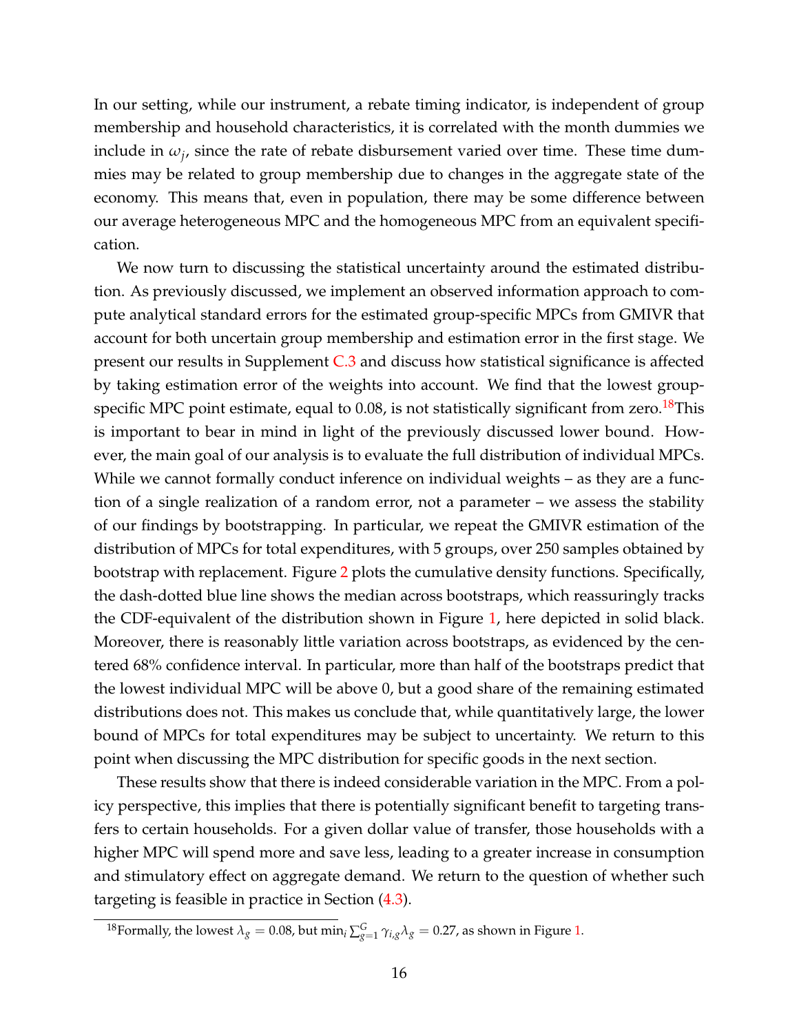In our setting, while our instrument, a rebate timing indicator, is independent of group membership and household characteristics, it is correlated with the month dummies we include in $\omega_j$, since the rate of rebate disbursement varied over time. These time dummies may be related to group membership due to changes in the aggregate state of the economy. This means that, even in population, there may be some difference between our average heterogeneous MPC and the homogeneous MPC from an equivalent specification.

We now turn to discussing the statistical uncertainty around the estimated distribution. As previously discussed, we implement an observed information approach to compute analytical standard errors for the estimated group-specific MPCs from GMIVR that account for both uncertain group membership and estimation error in the first stage. We present our results in Supplement C.3 and discuss how statistical significance is affected by taking estimation error of the weights into account. We find that the lowest group-specific MPC point estimate, equal to 0.08, is not statistically significant from zero.[18]This is important to bear in mind in light of the previously discussed lower bound. However, the main goal of our analysis is to evaluate the full distribution of individual MPCs. While we cannot formally conduct inference on individual weights – as they are a function of a single realization of a random error, not a parameter – we assess the stability of our findings by bootstrapping. In particular, we repeat the GMIVR estimation of the distribution of MPCs for total expenditures, with 5 groups, over 250 samples obtained by bootstrap with replacement. Figure 2 plots the cumulative density functions. Specifically, the dash-dotted blue line shows the median across bootstraps, which reassuringly tracks the CDF-equivalent of the distribution shown in Figure 1, here depicted in solid black. Moreover, there is reasonably little variation across bootstraps, as evidenced by the centered 68% confidence interval. In particular, more than half of the bootstraps predict that the lowest individual MPC will be above 0, but a good share of the remaining estimated distributions does not. This makes us conclude that, while quantitatively large, the lower bound of MPCs for total expenditures may be subject to uncertainty. We return to this point when discussing the MPC distribution for specific goods in the next section.

These results show that there is indeed considerable variation in the MPC. From a policy perspective, this implies that there is potentially significant benefit to targeting transfers to certain households. For a given dollar value of transfer, those households with a higher MPC will spend more and save less, leading to a greater increase in consumption and stimulatory effect on aggregate demand. We return to the question of whether such targeting is feasible in practice in Section (4.3).

[18]Formally, the lowest $\lambda_g = 0.08$, but $\min_i \sum_{g=1}^{G} \gamma_{i,g}\lambda_g = 0.27$, as shown in Figure 1.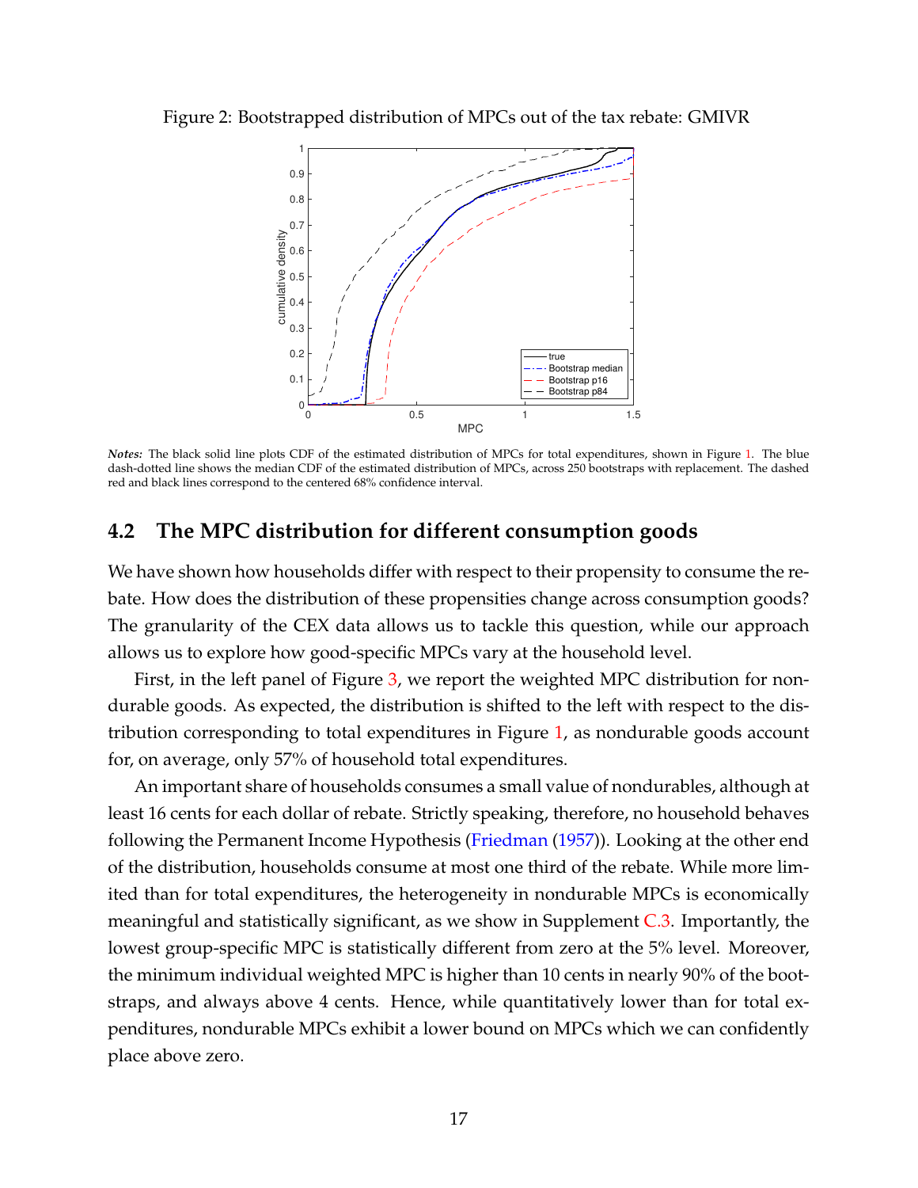Figure 2: Bootstrapped distribution of MPCs out of the tax rebate: GMIVR

*Notes:* The black solid line plots CDF of the estimated distribution of MPCs for total expenditures, shown in Figure 1. The blue dash-dotted line shows the median CDF of the estimated distribution of MPCs, across 250 bootstraps with replacement. The dashed red and black lines correspond to the centered 68% confidence interval.

## 4.2 The MPC distribution for different consumption goods

We have shown how households differ with respect to their propensity to consume the rebate. How does the distribution of these propensities change across consumption goods? The granularity of the CEX data allows us to tackle this question, while our approach allows us to explore how good-specific MPCs vary at the household level.

First, in the left panel of Figure 3, we report the weighted MPC distribution for nondurable goods. As expected, the distribution is shifted to the left with respect to the distribution corresponding to total expenditures in Figure 1, as nondurable goods account for, on average, only 57% of household total expenditures.

An important share of households consumes a small value of nondurables, although at least 16 cents for each dollar of rebate. Strictly speaking, therefore, no household behaves following the Permanent Income Hypothesis (Friedman (1957)). Looking at the other end of the distribution, households consume at most one third of the rebate. While more limited than for total expenditures, the heterogeneity in nondurable MPCs is economically meaningful and statistically significant, as we show in Supplement C.3. Importantly, the lowest group-specific MPC is statistically different from zero at the 5% level. Moreover, the minimum individual weighted MPC is higher than 10 cents in nearly 90% of the bootstraps, and always above 4 cents. Hence, while quantitatively lower than for total expenditures, nondurable MPCs exhibit a lower bound on MPCs which we can confidently place above zero.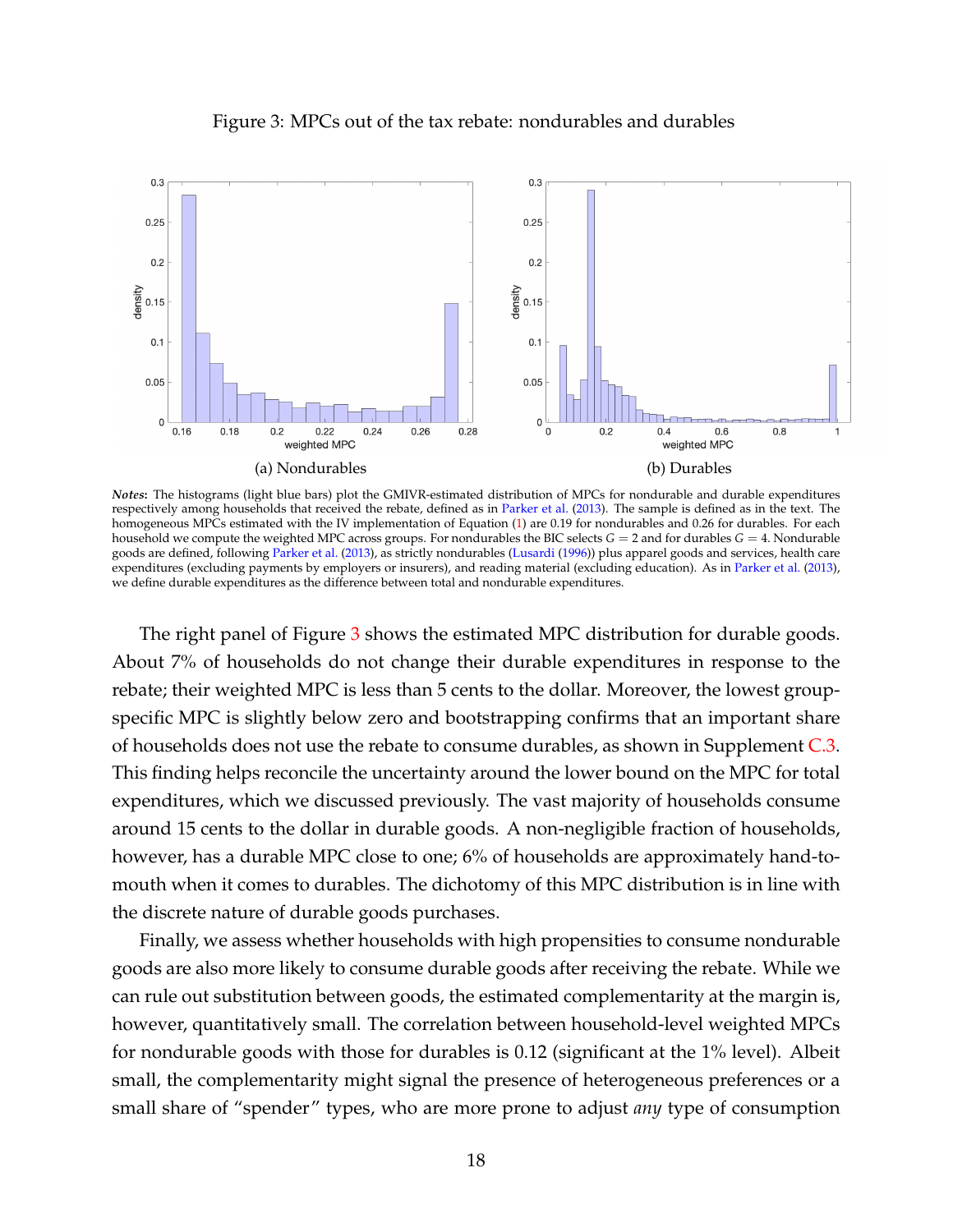Figure 3: MPCs out of the tax rebate: nondurables and durables

(a) Nondurables

(b) Durables

***Notes*:** The histograms (light blue bars) plot the GMIVR-estimated distribution of MPCs for nondurable and durable expenditures respectively among households that received the rebate, defined as in Parker et al. (2013). The sample is defined as in the text. The homogeneous MPCs estimated with the IV implementation of Equation (1) are 0.19 for nondurables and 0.26 for durables. For each household we compute the weighted MPC across groups. For nondurables the BIC selects $G = 2$ and for durables $G = 4$. Nondurable goods are defined, following Parker et al. (2013), as strictly nondurables (Lusardi (1996)) plus apparel goods and services, health care expenditures (excluding payments by employers or insurers), and reading material (excluding education). As in Parker et al. (2013), we define durable expenditures as the difference between total and nondurable expenditures.

The right panel of Figure 3 shows the estimated MPC distribution for durable goods. About 7% of households do not change their durable expenditures in response to the rebate; their weighted MPC is less than 5 cents to the dollar. Moreover, the lowest group-specific MPC is slightly below zero and bootstrapping confirms that an important share of households does not use the rebate to consume durables, as shown in Supplement C.3. This finding helps reconcile the uncertainty around the lower bound on the MPC for total expenditures, which we discussed previously. The vast majority of households consume around 15 cents to the dollar in durable goods. A non-negligible fraction of households, however, has a durable MPC close to one; 6% of households are approximately hand-to-mouth when it comes to durables. The dichotomy of this MPC distribution is in line with the discrete nature of durable goods purchases.

Finally, we assess whether households with high propensities to consume nondurable goods are also more likely to consume durable goods after receiving the rebate. While we can rule out substitution between goods, the estimated complementarity at the margin is, however, quantitatively small. The correlation between household-level weighted MPCs for nondurable goods with those for durables is 0.12 (significant at the 1% level). Albeit small, the complementarity might signal the presence of heterogeneous preferences or a small share of "spender" types, who are more prone to adjust *any* type of consumption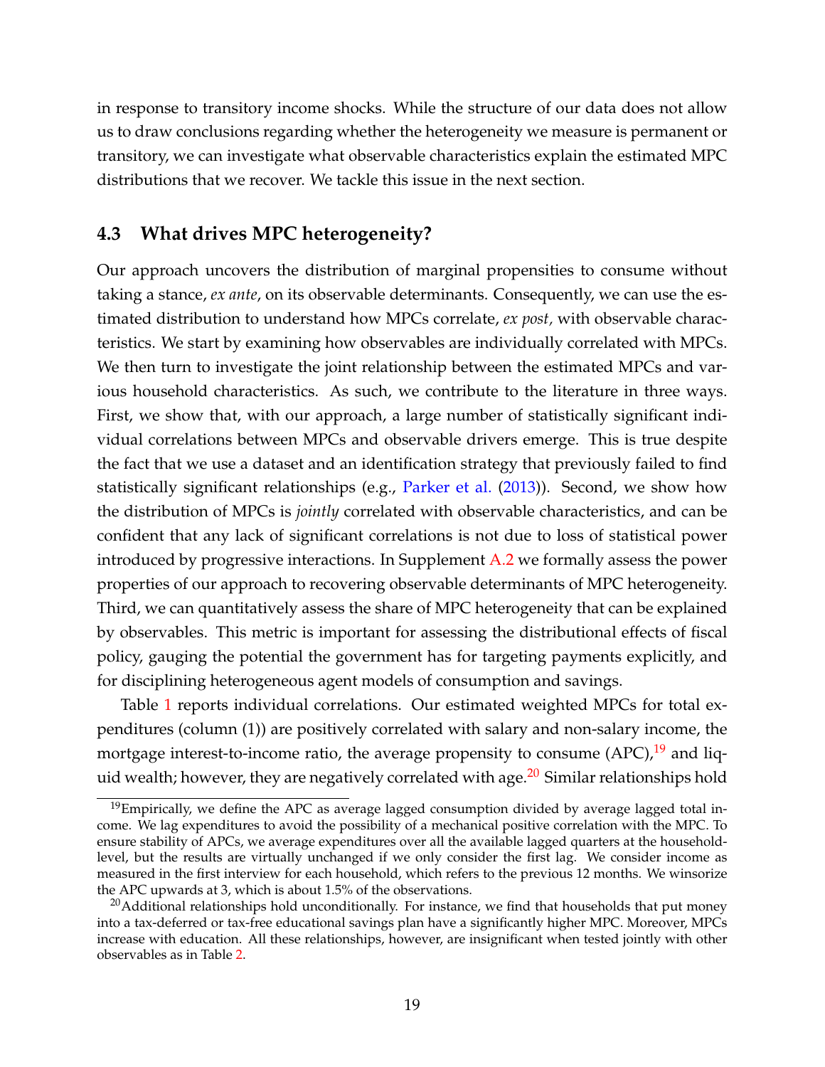in response to transitory income shocks. While the structure of our data does not allow us to draw conclusions regarding whether the heterogeneity we measure is permanent or transitory, we can investigate what observable characteristics explain the estimated MPC distributions that we recover. We tackle this issue in the next section.

### 4.3 What drives MPC heterogeneity?

Our approach uncovers the distribution of marginal propensities to consume without taking a stance, *ex ante*, on its observable determinants. Consequently, we can use the estimated distribution to understand how MPCs correlate, *ex post*, with observable characteristics. We start by examining how observables are individually correlated with MPCs. We then turn to investigate the joint relationship between the estimated MPCs and various household characteristics. As such, we contribute to the literature in three ways. First, we show that, with our approach, a large number of statistically significant individual correlations between MPCs and observable drivers emerge. This is true despite the fact that we use a dataset and an identification strategy that previously failed to find statistically significant relationships (e.g., Parker et al. (2013)). Second, we show how the distribution of MPCs is *jointly* correlated with observable characteristics, and can be confident that any lack of significant correlations is not due to loss of statistical power introduced by progressive interactions. In Supplement A.2 we formally assess the power properties of our approach to recovering observable determinants of MPC heterogeneity. Third, we can quantitatively assess the share of MPC heterogeneity that can be explained by observables. This metric is important for assessing the distributional effects of fiscal policy, gauging the potential the government has for targeting payments explicitly, and for disciplining heterogeneous agent models of consumption and savings.

Table 1 reports individual correlations. Our estimated weighted MPCs for total expenditures (column (1)) are positively correlated with salary and non-salary income, the mortgage interest-to-income ratio, the average propensity to consume (APC),[19] and liquid wealth; however, they are negatively correlated with age.[20] Similar relationships hold

[19] Empirically, we define the APC as average lagged consumption divided by average lagged total income. We lag expenditures to avoid the possibility of a mechanical positive correlation with the MPC. To ensure stability of APCs, we average expenditures over all the available lagged quarters at the household-level, but the results are virtually unchanged if we only consider the first lag. We consider income as measured in the first interview for each household, which refers to the previous 12 months. We winsorize the APC upwards at 3, which is about 1.5% of the observations.

[20] Additional relationships hold unconditionally. For instance, we find that households that put money into a tax-deferred or tax-free educational savings plan have a significantly higher MPC. Moreover, MPCs increase with education. All these relationships, however, are insignificant when tested jointly with other observables as in Table 2.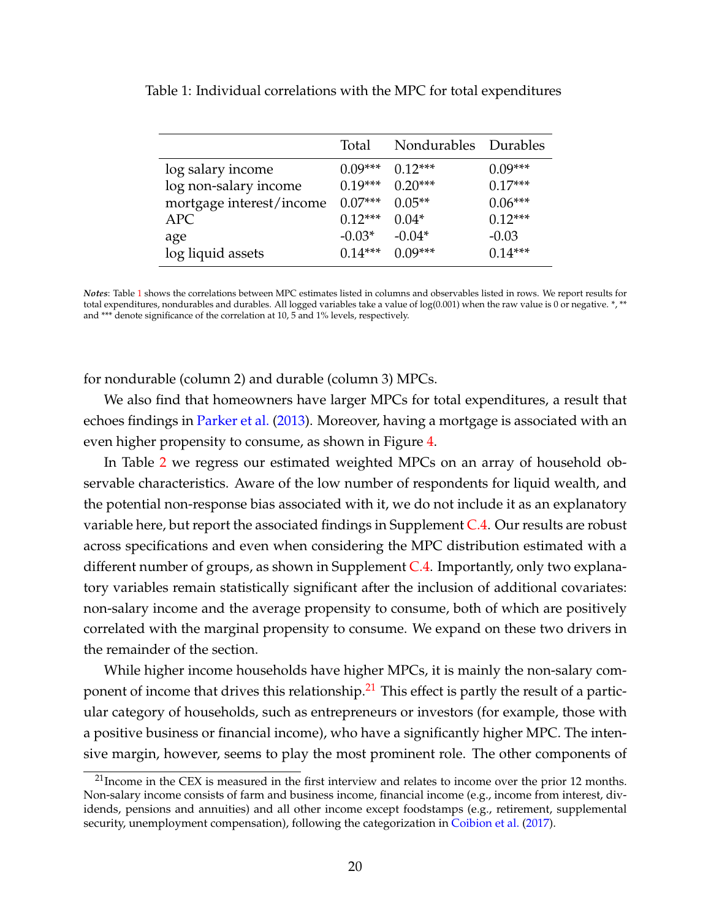Table 1: Individual correlations with the MPC for total expenditures

| | Total | Nondurables | Durables |
|---|---|---|---|
| log salary income | 0.09*** | 0.12*** | 0.09*** |
| log non-salary income | 0.19*** | 0.20*** | 0.17*** |
| mortgage interest/income | 0.07*** | 0.05** | 0.06*** |
| APC | 0.12*** | 0.04* | 0.12*** |
| age | -0.03* | -0.04* | -0.03 |
| log liquid assets | 0.14*** | 0.09*** | 0.14*** |

*Notes*: Table 1 shows the correlations between MPC estimates listed in columns and observables listed in rows. We report results for total expenditures, nondurables and durables. All logged variables take a value of log(0.001) when the raw value is 0 or negative. *, ** and *** denote significance of the correlation at 10, 5 and 1% levels, respectively.

for nondurable (column 2) and durable (column 3) MPCs.

We also find that homeowners have larger MPCs for total expenditures, a result that echoes findings in Parker et al. (2013). Moreover, having a mortgage is associated with an even higher propensity to consume, as shown in Figure 4.

In Table 2 we regress our estimated weighted MPCs on an array of household observable characteristics. Aware of the low number of respondents for liquid wealth, and the potential non-response bias associated with it, we do not include it as an explanatory variable here, but report the associated findings in Supplement C.4. Our results are robust across specifications and even when considering the MPC distribution estimated with a different number of groups, as shown in Supplement C.4. Importantly, only two explanatory variables remain statistically significant after the inclusion of additional covariates: non-salary income and the average propensity to consume, both of which are positively correlated with the marginal propensity to consume. We expand on these two drivers in the remainder of the section.

While higher income households have higher MPCs, it is mainly the non-salary component of income that drives this relationship.[21] This effect is partly the result of a particular category of households, such as entrepreneurs or investors (for example, those with a positive business or financial income), who have a significantly higher MPC. The intensive margin, however, seems to play the most prominent role. The other components of

[21] Income in the CEX is measured in the first interview and relates to income over the prior 12 months. Non-salary income consists of farm and business income, financial income (e.g., income from interest, dividends, pensions and annuities) and all other income except foodstamps (e.g., retirement, supplemental security, unemployment compensation), following the categorization in Coibion et al. (2017).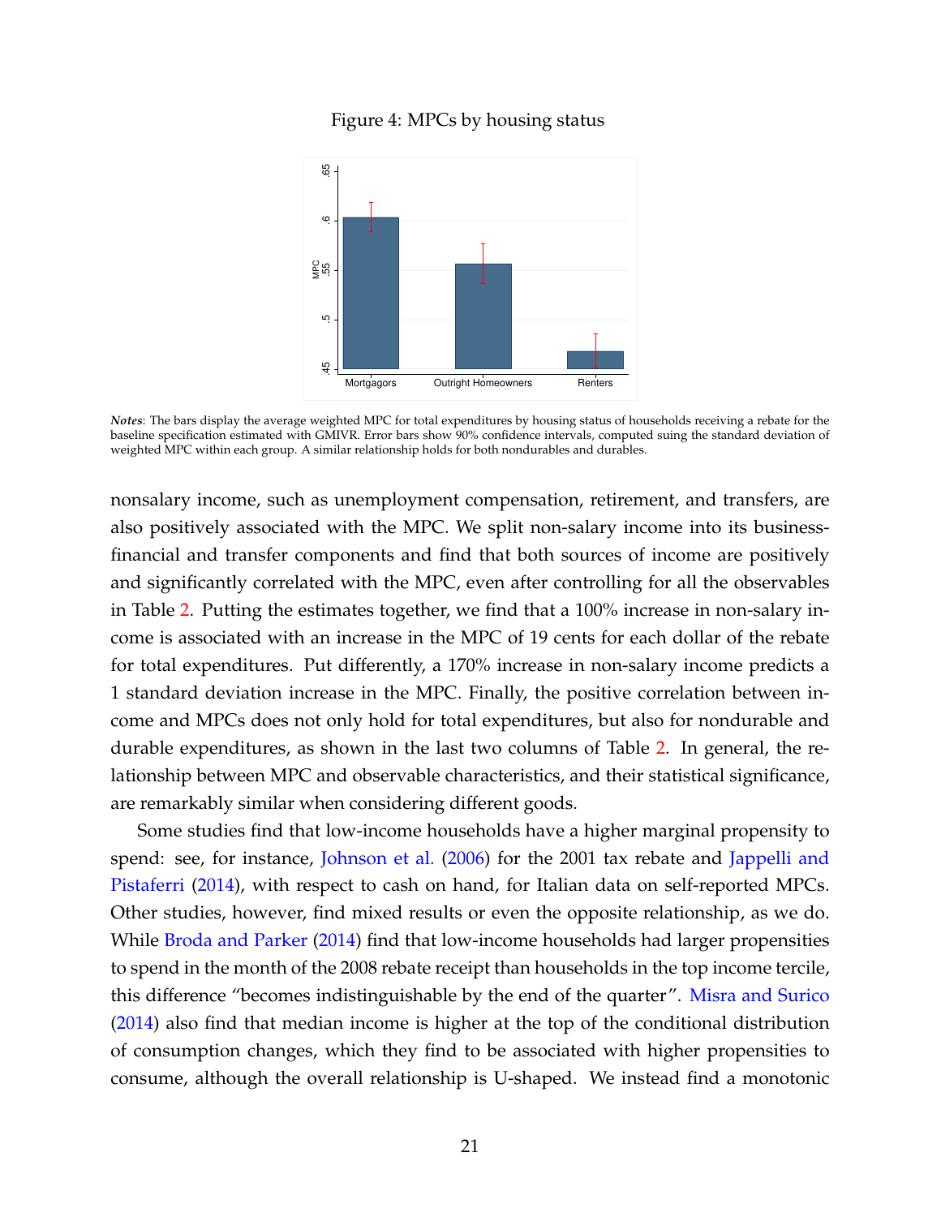Figure 4: MPCs by housing status

*Notes*: The bars display the average weighted MPC for total expenditures by housing status of households receiving a rebate for the baseline specification estimated with GMIVR. Error bars show 90% confidence intervals, computed suing the standard deviation of weighted MPC within each group. A similar relationship holds for both nondurables and durables.

nonsalary income, such as unemployment compensation, retirement, and transfers, are also positively associated with the MPC. We split non-salary income into its business-financial and transfer components and find that both sources of income are positively and significantly correlated with the MPC, even after controlling for all the observables in Table 2. Putting the estimates together, we find that a 100% increase in non-salary income is associated with an increase in the MPC of 19 cents for each dollar of the rebate for total expenditures. Put differently, a 170% increase in non-salary income predicts a 1 standard deviation increase in the MPC. Finally, the positive correlation between income and MPCs does not only hold for total expenditures, but also for nondurable and durable expenditures, as shown in the last two columns of Table 2. In general, the relationship between MPC and observable characteristics, and their statistical significance, are remarkably similar when considering different goods.

Some studies find that low-income households have a higher marginal propensity to spend: see, for instance, Johnson et al. (2006) for the 2001 tax rebate and Jappelli and Pistaferri (2014), with respect to cash on hand, for Italian data on self-reported MPCs. Other studies, however, find mixed results or even the opposite relationship, as we do. While Broda and Parker (2014) find that low-income households had larger propensities to spend in the month of the 2008 rebate receipt than households in the top income tercile, this difference "becomes indistinguishable by the end of the quarter". Misra and Surico (2014) also find that median income is higher at the top of the conditional distribution of consumption changes, which they find to be associated with higher propensities to consume, although the overall relationship is U-shaped. We instead find a monotonic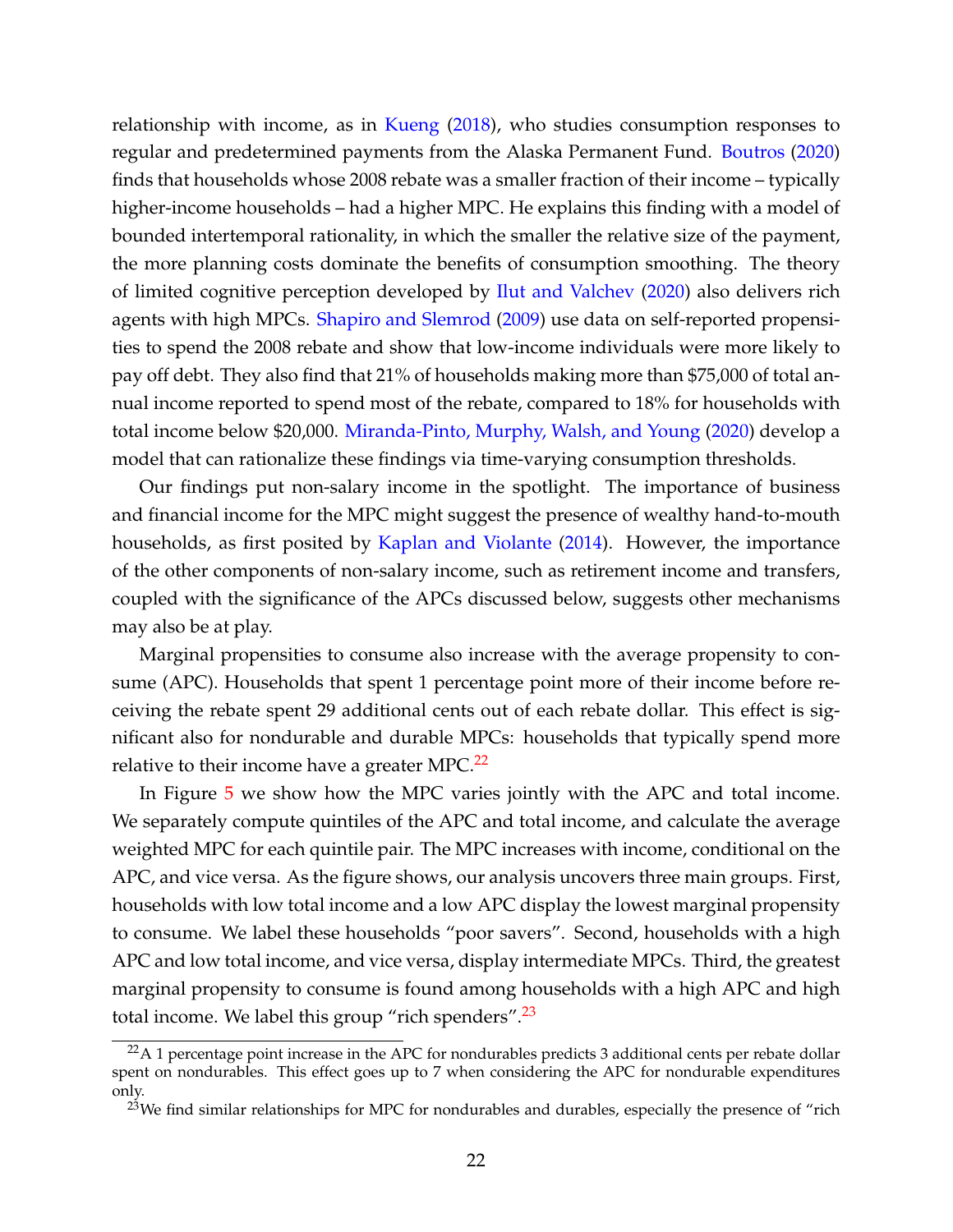relationship with income, as in Kueng (2018), who studies consumption responses to regular and predetermined payments from the Alaska Permanent Fund. Boutros (2020) finds that households whose 2008 rebate was a smaller fraction of their income – typically higher-income households – had a higher MPC. He explains this finding with a model of bounded intertemporal rationality, in which the smaller the relative size of the payment, the more planning costs dominate the benefits of consumption smoothing. The theory of limited cognitive perception developed by Ilut and Valchev (2020) also delivers rich agents with high MPCs. Shapiro and Slemrod (2009) use data on self-reported propensities to spend the 2008 rebate and show that low-income individuals were more likely to pay off debt. They also find that 21% of households making more than $75,000 of total annual income reported to spend most of the rebate, compared to 18% for households with total income below $20,000. Miranda-Pinto, Murphy, Walsh, and Young (2020) develop a model that can rationalize these findings via time-varying consumption thresholds.

Our findings put non-salary income in the spotlight. The importance of business and financial income for the MPC might suggest the presence of wealthy hand-to-mouth households, as first posited by Kaplan and Violante (2014). However, the importance of the other components of non-salary income, such as retirement income and transfers, coupled with the significance of the APCs discussed below, suggests other mechanisms may also be at play.

Marginal propensities to consume also increase with the average propensity to consume (APC). Households that spent 1 percentage point more of their income before receiving the rebate spent 29 additional cents out of each rebate dollar. This effect is significant also for nondurable and durable MPCs: households that typically spend more relative to their income have a greater MPC.[22]

In Figure 5 we show how the MPC varies jointly with the APC and total income. We separately compute quintiles of the APC and total income, and calculate the average weighted MPC for each quintile pair. The MPC increases with income, conditional on the APC, and vice versa. As the figure shows, our analysis uncovers three main groups. First, households with low total income and a low APC display the lowest marginal propensity to consume. We label these households "poor savers". Second, households with a high APC and low total income, and vice versa, display intermediate MPCs. Third, the greatest marginal propensity to consume is found among households with a high APC and high total income. We label this group "rich spenders".[23]

[22] A 1 percentage point increase in the APC for nondurables predicts 3 additional cents per rebate dollar spent on nondurables. This effect goes up to 7 when considering the APC for nondurable expenditures only.

[23] We find similar relationships for MPC for nondurables and durables, especially the presence of "rich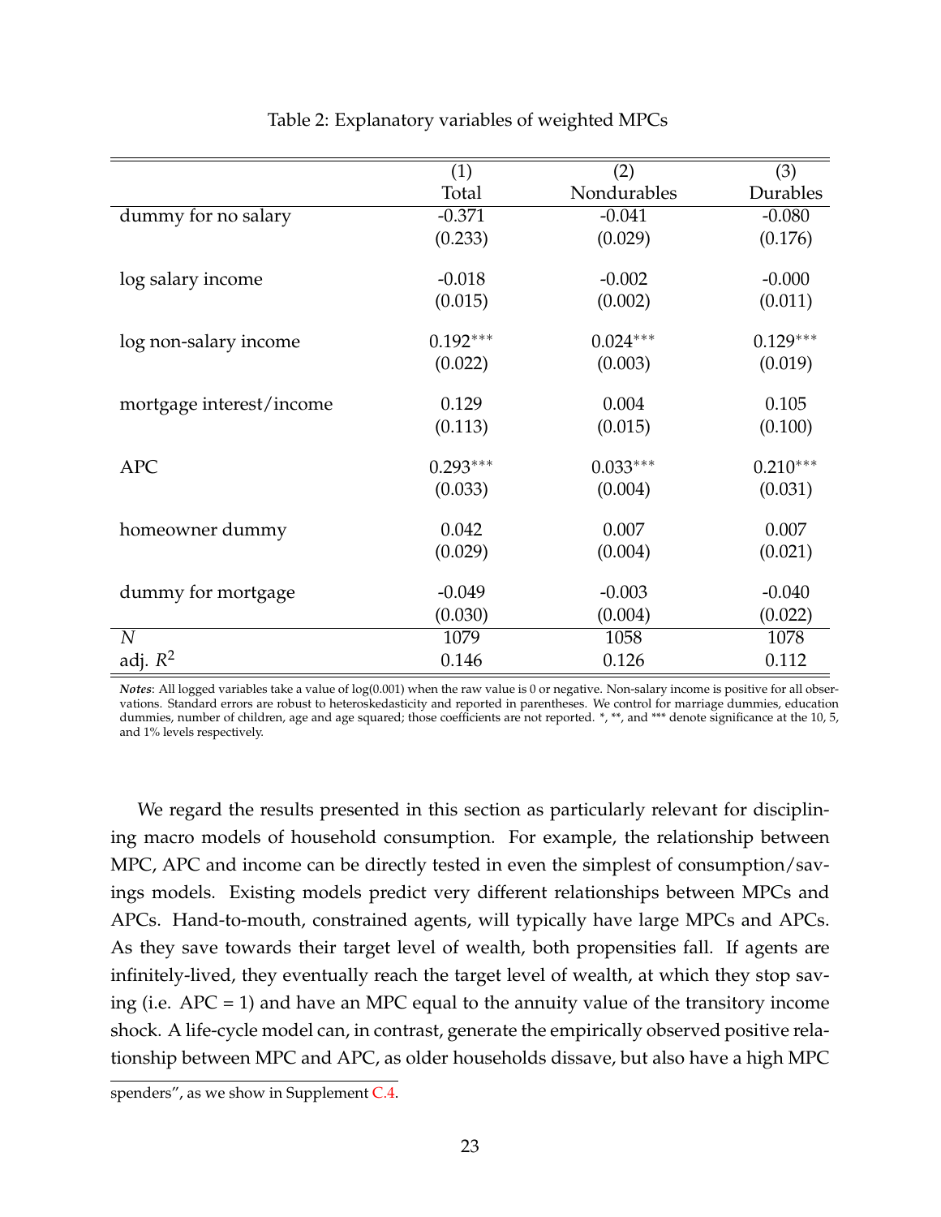Table 2: Explanatory variables of weighted MPCs

| | (1) Total | (2) Nondurables | (3) Durables |
|---|---|---|---|
| dummy for no salary | -0.371 | -0.041 | -0.080 |
| | (0.233) | (0.029) | (0.176) |
| log salary income | -0.018 | -0.002 | -0.000 |
| | (0.015) | (0.002) | (0.011) |
| log non-salary income | 0.192*** | 0.024*** | 0.129*** |
| | (0.022) | (0.003) | (0.019) |
| mortgage interest/income | 0.129 | 0.004 | 0.105 |
| | (0.113) | (0.015) | (0.100) |
| APC | 0.293*** | 0.033*** | 0.210*** |
| | (0.033) | (0.004) | (0.031) |
| homeowner dummy | 0.042 | 0.007 | 0.007 |
| | (0.029) | (0.004) | (0.021) |
| dummy for mortgage | -0.049 | -0.003 | -0.040 |
| | (0.030) | (0.004) | (0.022) |
| $N$ | 1079 | 1058 | 1078 |
| adj. $R^2$ | 0.146 | 0.126 | 0.112 |

***Notes***: All logged variables take a value of log(0.001) when the raw value is 0 or negative. Non-salary income is positive for all observations. Standard errors are robust to heteroskedasticity and reported in parentheses. We control for marriage dummies, education dummies, number of children, age and age squared; those coefficients are not reported. *, **, and *** denote significance at the 10, 5, and 1% levels respectively.

We regard the results presented in this section as particularly relevant for disciplining macro models of household consumption. For example, the relationship between MPC, APC and income can be directly tested in even the simplest of consumption/savings models. Existing models predict very different relationships between MPCs and APCs. Hand-to-mouth, constrained agents, will typically have large MPCs and APCs. As they save towards their target level of wealth, both propensities fall. If agents are infinitely-lived, they eventually reach the target level of wealth, at which they stop saving (i.e. APC = 1) and have an MPC equal to the annuity value of the transitory income shock. A life-cycle model can, in contrast, generate the empirically observed positive relationship between MPC and APC, as older households dissave, but also have a high MPC

spenders", as we show in Supplement C.4.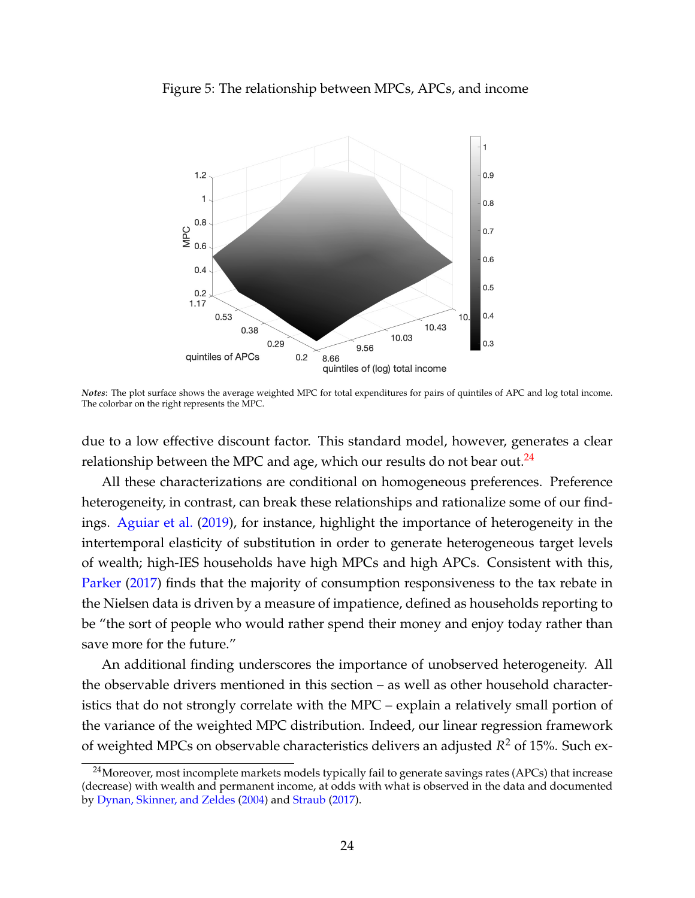Figure 5: The relationship between MPCs, APCs, and income

*Notes*: The plot surface shows the average weighted MPC for total expenditures for pairs of quintiles of APC and log total income. The colorbar on the right represents the MPC.

due to a low effective discount factor. This standard model, however, generates a clear relationship between the MPC and age, which our results do not bear out.[24]

All these characterizations are conditional on homogeneous preferences. Preference heterogeneity, in contrast, can break these relationships and rationalize some of our findings. Aguiar et al. (2019), for instance, highlight the importance of heterogeneity in the intertemporal elasticity of substitution in order to generate heterogeneous target levels of wealth; high-IES households have high MPCs and high APCs. Consistent with this, Parker (2017) finds that the majority of consumption responsiveness to the tax rebate in the Nielsen data is driven by a measure of impatience, defined as households reporting to be "the sort of people who would rather spend their money and enjoy today rather than save more for the future."

An additional finding underscores the importance of unobserved heterogeneity. All the observable drivers mentioned in this section – as well as other household characteristics that do not strongly correlate with the MPC – explain a relatively small portion of the variance of the weighted MPC distribution. Indeed, our linear regression framework of weighted MPCs on observable characteristics delivers an adjusted $R^2$ of 15%. Such ex-

[24] Moreover, most incomplete markets models typically fail to generate savings rates (APCs) that increase (decrease) with wealth and permanent income, at odds with what is observed in the data and documented by Dynan, Skinner, and Zeldes (2004) and Straub (2017).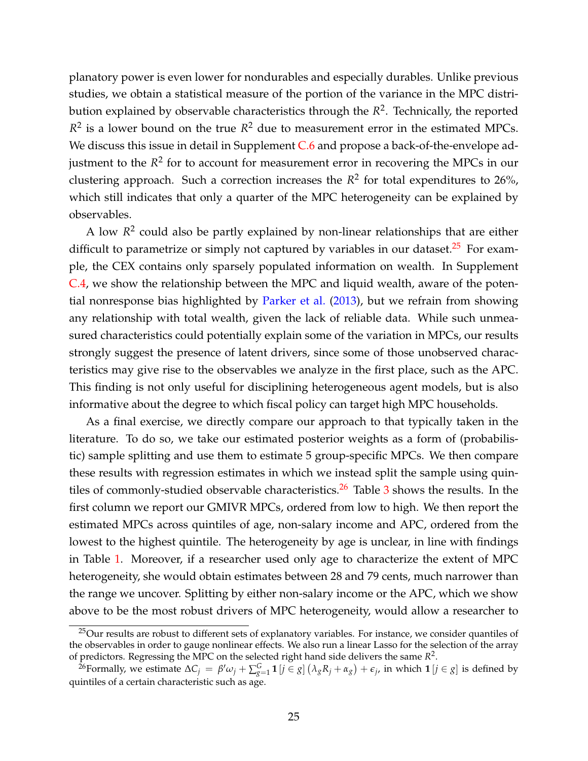planatory power is even lower for nondurables and especially durables. Unlike previous studies, we obtain a statistical measure of the portion of the variance in the MPC distribution explained by observable characteristics through the $R^2$. Technically, the reported $R^2$ is a lower bound on the true $R^2$ due to measurement error in the estimated MPCs. We discuss this issue in detail in Supplement C.6 and propose a back-of-the-envelope adjustment to the $R^2$ for to account for measurement error in recovering the MPCs in our clustering approach. Such a correction increases the $R^2$ for total expenditures to 26%, which still indicates that only a quarter of the MPC heterogeneity can be explained by observables.

A low $R^2$ could also be partly explained by non-linear relationships that are either difficult to parametrize or simply not captured by variables in our dataset.[25] For example, the CEX contains only sparsely populated information on wealth. In Supplement C.4, we show the relationship between the MPC and liquid wealth, aware of the potential nonresponse bias highlighted by Parker et al. (2013), but we refrain from showing any relationship with total wealth, given the lack of reliable data. While such unmeasured characteristics could potentially explain some of the variation in MPCs, our results strongly suggest the presence of latent drivers, since some of those unobserved characteristics may give rise to the observables we analyze in the first place, such as the APC. This finding is not only useful for disciplining heterogeneous agent models, but is also informative about the degree to which fiscal policy can target high MPC households.

As a final exercise, we directly compare our approach to that typically taken in the literature. To do so, we take our estimated posterior weights as a form of (probabilistic) sample splitting and use them to estimate 5 group-specific MPCs. We then compare these results with regression estimates in which we instead split the sample using quintiles of commonly-studied observable characteristics.[26] Table 3 shows the results. In the first column we report our GMIVR MPCs, ordered from low to high. We then report the estimated MPCs across quintiles of age, non-salary income and APC, ordered from the lowest to the highest quintile. The heterogeneity by age is unclear, in line with findings in Table 1. Moreover, if a researcher used only age to characterize the extent of MPC heterogeneity, she would obtain estimates between 28 and 79 cents, much narrower than the range we uncover. Splitting by either non-salary income or the APC, which we show above to be the most robust drivers of MPC heterogeneity, would allow a researcher to

[25] Our results are robust to different sets of explanatory variables. For instance, we consider quantiles of the observables in order to gauge nonlinear effects. We also run a linear Lasso for the selection of the array of predictors. Regressing the MPC on the selected right hand side delivers the same $R^2$.

[26] Formally, we estimate $\Delta C_j = \beta' \omega_j + \sum_{g=1}^{G} \mathbf{1}[j \in g] \left( \lambda_g R_j + \alpha_g \right) + \epsilon_j$, in which $\mathbf{1}[j \in g]$ is defined by quintiles of a certain characteristic such as age.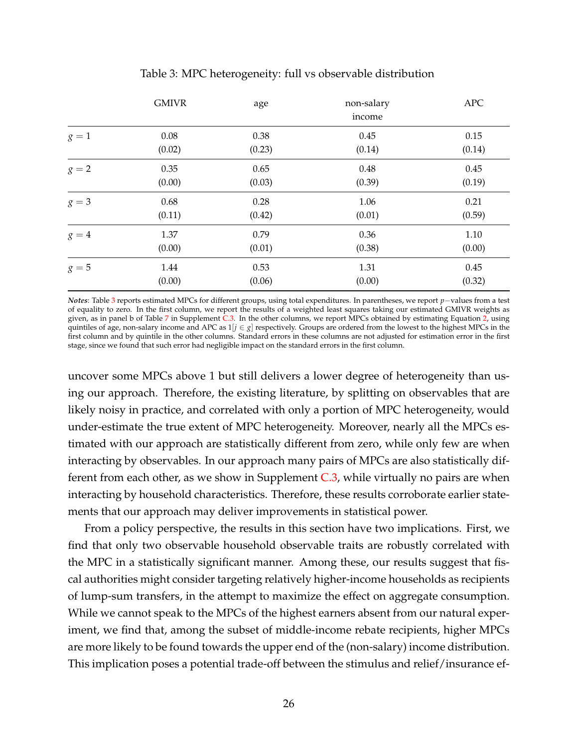Table 3: MPC heterogeneity: full vs observable distribution

| | GMIVR | age | non-salary income | APC |
|---|---|---|---|---|
| $g = 1$ | 0.08 | 0.38 | 0.45 | 0.15 |
| | (0.02) | (0.23) | (0.14) | (0.14) |
| $g = 2$ | 0.35 | 0.65 | 0.48 | 0.45 |
| | (0.00) | (0.03) | (0.39) | (0.19) |
| $g = 3$ | 0.68 | 0.28 | 1.06 | 0.21 |
| | (0.11) | (0.42) | (0.01) | (0.59) |
| $g = 4$ | 1.37 | 0.79 | 0.36 | 1.10 |
| | (0.00) | (0.01) | (0.38) | (0.00) |
| $g = 5$ | 1.44 | 0.53 | 1.31 | 0.45 |
| | (0.00) | (0.06) | (0.00) | (0.32) |

*Notes*: Table 3 reports estimated MPCs for different groups, using total expenditures. In parentheses, we report $p-$values from a test of equality to zero. In the first column, we report the results of a weighted least squares taking our estimated GMIVR weights as given, as in panel b of Table 7 in Supplement C.3. In the other columns, we report MPCs obtained by estimating Equation 2, using quintiles of age, non-salary income and APC as $1[j \in g]$ respectively. Groups are ordered from the lowest to the highest MPCs in the first column and by quintile in the other columns. Standard errors in these columns are not adjusted for estimation error in the first stage, since we found that such error had negligible impact on the standard errors in the first column.

uncover some MPCs above 1 but still delivers a lower degree of heterogeneity than using our approach. Therefore, the existing literature, by splitting on observables that are likely noisy in practice, and correlated with only a portion of MPC heterogeneity, would under-estimate the true extent of MPC heterogeneity. Moreover, nearly all the MPCs estimated with our approach are statistically different from zero, while only few are when interacting by observables. In our approach many pairs of MPCs are also statistically different from each other, as we show in Supplement C.3, while virtually no pairs are when interacting by household characteristics. Therefore, these results corroborate earlier statements that our approach may deliver improvements in statistical power.

From a policy perspective, the results in this section have two implications. First, we find that only two observable household observable traits are robustly correlated with the MPC in a statistically significant manner. Among these, our results suggest that fiscal authorities might consider targeting relatively higher-income households as recipients of lump-sum transfers, in the attempt to maximize the effect on aggregate consumption. While we cannot speak to the MPCs of the highest earners absent from our natural experiment, we find that, among the subset of middle-income rebate recipients, higher MPCs are more likely to be found towards the upper end of the (non-salary) income distribution. This implication poses a potential trade-off between the stimulus and relief/insurance ef-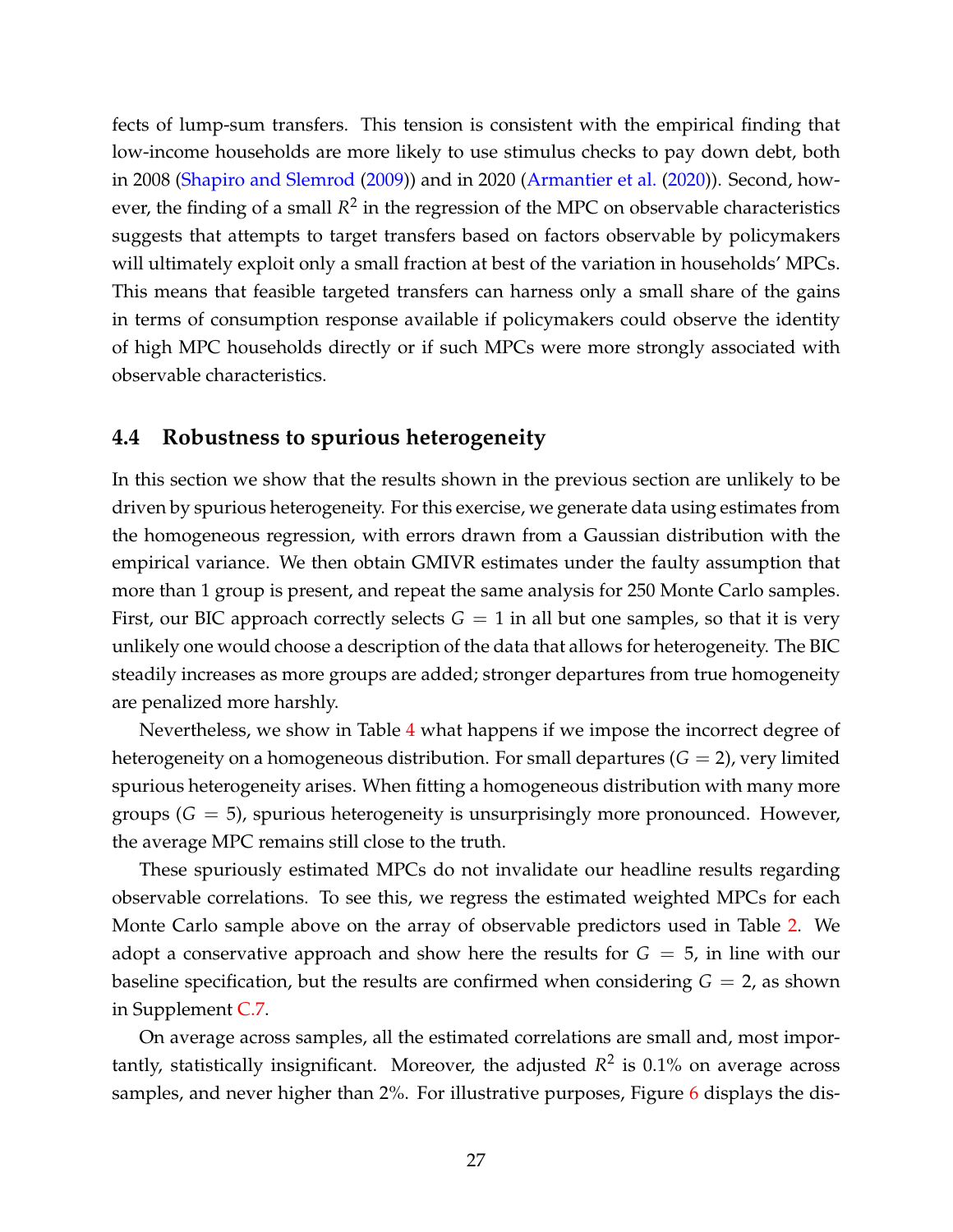fects of lump-sum transfers. This tension is consistent with the empirical finding that low-income households are more likely to use stimulus checks to pay down debt, both in 2008 (Shapiro and Slemrod (2009)) and in 2020 (Armantier et al. (2020)). Second, however, the finding of a small $R^2$ in the regression of the MPC on observable characteristics suggests that attempts to target transfers based on factors observable by policymakers will ultimately exploit only a small fraction at best of the variation in households' MPCs. This means that feasible targeted transfers can harness only a small share of the gains in terms of consumption response available if policymakers could observe the identity of high MPC households directly or if such MPCs were more strongly associated with observable characteristics.

## 4.4 Robustness to spurious heterogeneity

In this section we show that the results shown in the previous section are unlikely to be driven by spurious heterogeneity. For this exercise, we generate data using estimates from the homogeneous regression, with errors drawn from a Gaussian distribution with the empirical variance. We then obtain GMIVR estimates under the faulty assumption that more than 1 group is present, and repeat the same analysis for 250 Monte Carlo samples. First, our BIC approach correctly selects $G = 1$ in all but one samples, so that it is very unlikely one would choose a description of the data that allows for heterogeneity. The BIC steadily increases as more groups are added; stronger departures from true homogeneity are penalized more harshly.

Nevertheless, we show in Table 4 what happens if we impose the incorrect degree of heterogeneity on a homogeneous distribution. For small departures ($G = 2$), very limited spurious heterogeneity arises. When fitting a homogeneous distribution with many more groups ($G = 5$), spurious heterogeneity is unsurprisingly more pronounced. However, the average MPC remains still close to the truth.

These spuriously estimated MPCs do not invalidate our headline results regarding observable correlations. To see this, we regress the estimated weighted MPCs for each Monte Carlo sample above on the array of observable predictors used in Table 2. We adopt a conservative approach and show here the results for $G = 5$, in line with our baseline specification, but the results are confirmed when considering $G = 2$, as shown in Supplement C.7.

On average across samples, all the estimated correlations are small and, most importantly, statistically insignificant. Moreover, the adjusted $R^2$ is 0.1% on average across samples, and never higher than 2%. For illustrative purposes, Figure 6 displays the dis-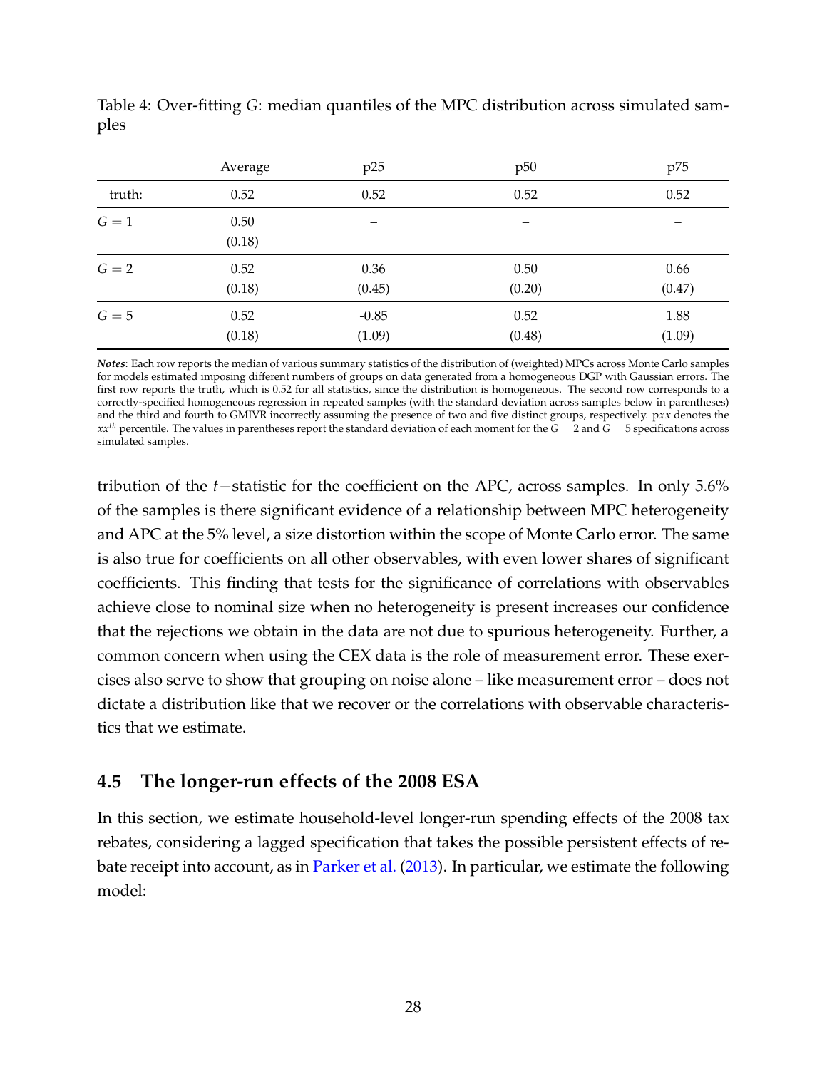Table 4: Over-fitting $G$: median quantiles of the MPC distribution across simulated samples

| | Average | p25 | p50 | p75 |
|---|---|---|---|---|
| truth: | 0.52 | 0.52 | 0.52 | 0.52 |
| $G = 1$ | 0.50 | – | – | – |
| | (0.18) | | | |
| $G = 2$ | 0.52 | 0.36 | 0.50 | 0.66 |
| | (0.18) | (0.45) | (0.20) | (0.47) |
| $G = 5$ | 0.52 | -0.85 | 0.52 | 1.88 |
| | (0.18) | (1.09) | (0.48) | (1.09) |

*Notes*: Each row reports the median of various summary statistics of the distribution of (weighted) MPCs across Monte Carlo samples for models estimated imposing different numbers of groups on data generated from a homogeneous DGP with Gaussian errors. The first row reports the truth, which is 0.52 for all statistics, since the distribution is homogeneous. The second row corresponds to a correctly-specified homogeneous regression in repeated samples (with the standard deviation across samples below in parentheses) and the third and fourth to GMIVR incorrectly assuming the presence of two and five distinct groups, respectively. p$xx$ denotes the $xx^{th}$ percentile. The values in parentheses report the standard deviation of each moment for the $G = 2$ and $G = 5$ specifications across simulated samples.

tribution of the $t-$statistic for the coefficient on the APC, across samples. In only 5.6% of the samples is there significant evidence of a relationship between MPC heterogeneity and APC at the 5% level, a size distortion within the scope of Monte Carlo error. The same is also true for coefficients on all other observables, with even lower shares of significant coefficients. This finding that tests for the significance of correlations with observables achieve close to nominal size when no heterogeneity is present increases our confidence that the rejections we obtain in the data are not due to spurious heterogeneity. Further, a common concern when using the CEX data is the role of measurement error. These exercises also serve to show that grouping on noise alone – like measurement error – does not dictate a distribution like that we recover or the correlations with observable characteristics that we estimate.

## 4.5 The longer-run effects of the 2008 ESA

In this section, we estimate household-level longer-run spending effects of the 2008 tax rebates, considering a lagged specification that takes the possible persistent effects of rebate receipt into account, as in Parker et al. (2013). In particular, we estimate the following model: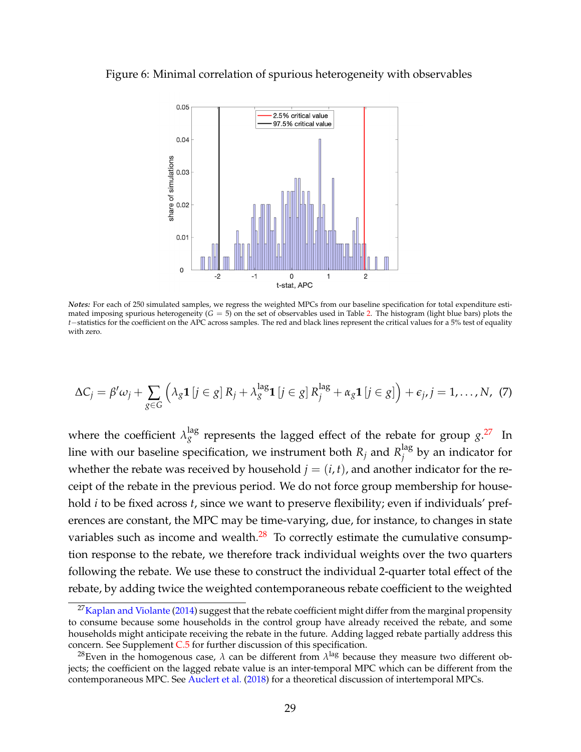Figure 6: Minimal correlation of spurious heterogeneity with observables

*Notes:* For each of 250 simulated samples, we regress the weighted MPCs from our baseline specification for total expenditure estimated imposing spurious heterogeneity ($G = 5$) on the set of observables used in Table 2. The histogram (light blue bars) plots the $t-$statistics for the coefficient on the APC across samples. The red and black lines represent the critical values for a 5% test of equality with zero.

$$\Delta C_j = \beta' \omega_j + \sum_{g \in G} \left( \lambda_g \mathbf{1}\left[j \in g\right] R_j + \lambda_g^{\text{lag}} \mathbf{1}\left[j \in g\right] R_j^{\text{lag}} + \alpha_g \mathbf{1}\left[j \in g\right] \right) + \epsilon_j, j = 1, \ldots, N, \quad (7)$$

where the coefficient $\lambda_g^{\text{lag}}$ represents the lagged effect of the rebate for group $g$.[27] In line with our baseline specification, we instrument both $R_j$ and $R_j^{\text{lag}}$ by an indicator for whether the rebate was received by household $j = (i, t)$, and another indicator for the receipt of the rebate in the previous period. We do not force group membership for household $i$ to be fixed across $t$, since we want to preserve flexibility; even if individuals' preferences are constant, the MPC may be time-varying, due, for instance, to changes in state variables such as income and wealth.[28] To correctly estimate the cumulative consumption response to the rebate, we therefore track individual weights over the two quarters following the rebate. We use these to construct the individual 2-quarter total effect of the rebate, by adding twice the weighted contemporaneous rebate coefficient to the weighted

[27] Kaplan and Violante (2014) suggest that the rebate coefficient might differ from the marginal propensity to consume because some households in the control group have already received the rebate, and some households might anticipate receiving the rebate in the future. Adding lagged rebate partially address this concern. See Supplement C.5 for further discussion of this specification.

[28] Even in the homogenous case, $\lambda$ can be different from $\lambda^{\text{lag}}$ because they measure two different objects; the coefficient on the lagged rebate value is an inter-temporal MPC which can be different from the contemporaneous MPC. See Auclert et al. (2018) for a theoretical discussion of intertemporal MPCs.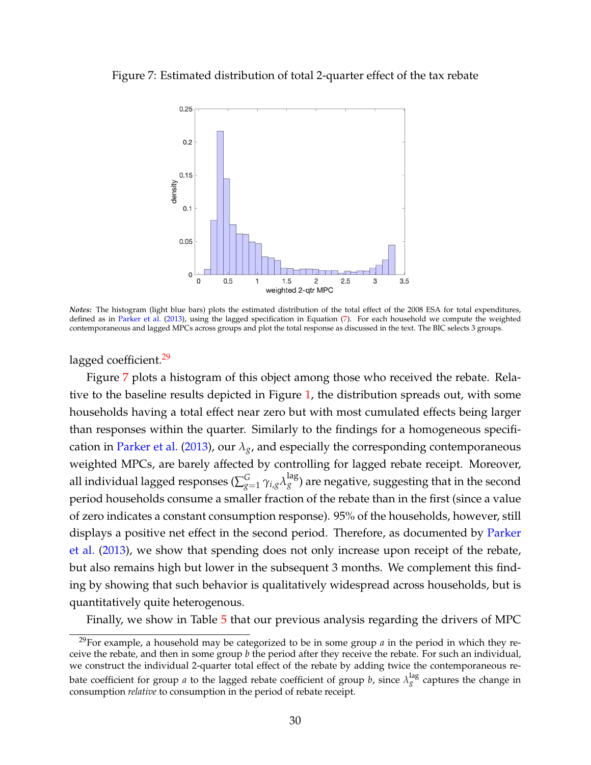Figure 7: Estimated distribution of total 2-quarter effect of the tax rebate

***Notes:*** The histogram (light blue bars) plots the estimated distribution of the total effect of the 2008 ESA for total expenditures, defined as in Parker et al. (2013), using the lagged specification in Equation (7). For each household we compute the weighted contemporaneous and lagged MPCs across groups and plot the total response as discussed in the text. The BIC selects 3 groups.

lagged coefficient.[29]

Figure 7 plots a histogram of this object among those who received the rebate. Relative to the baseline results depicted in Figure 1, the distribution spreads out, with some households having a total effect near zero but with most cumulated effects being larger than responses within the quarter. Similarly to the findings for a homogeneous specification in Parker et al. (2013), our $\lambda_g$, and especially the corresponding contemporaneous weighted MPCs, are barely affected by controlling for lagged rebate receipt. Moreover, all individual lagged responses ($\sum_{g=1}^{G} \gamma_{i,g} \lambda_g^{\text{lag}}$) are negative, suggesting that in the second period households consume a smaller fraction of the rebate than in the first (since a value of zero indicates a constant consumption response). 95% of the households, however, still displays a positive net effect in the second period. Therefore, as documented by Parker et al. (2013), we show that spending does not only increase upon receipt of the rebate, but also remains high but lower in the subsequent 3 months. We complement this finding by showing that such behavior is qualitatively widespread across households, but is quantitatively quite heterogenous.

Finally, we show in Table 5 that our previous analysis regarding the drivers of MPC

[29] For example, a household may be categorized to be in some group $a$ in the period in which they receive the rebate, and then in some group $b$ the period after they receive the rebate. For such an individual, we construct the individual 2-quarter total effect of the rebate by adding twice the contemporaneous rebate coefficient for group $a$ to the lagged rebate coefficient of group $b$, since $\lambda_g^{\text{lag}}$ captures the change in consumption *relative* to consumption in the period of rebate receipt.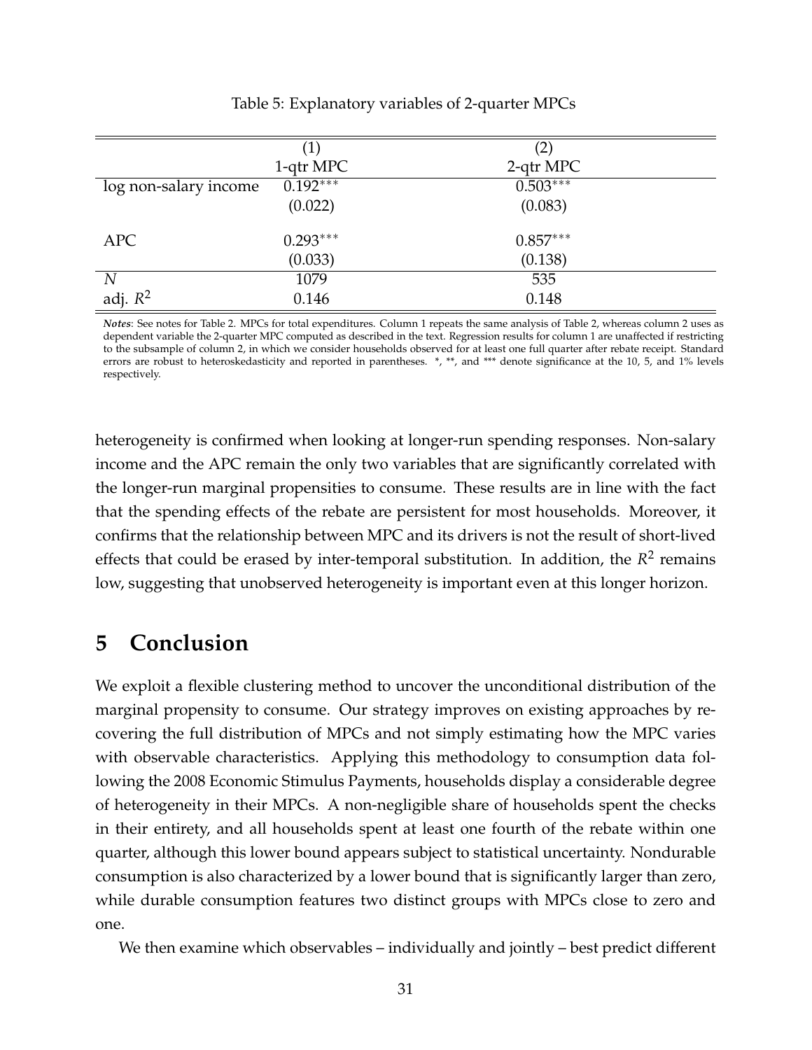Table 5: Explanatory variables of 2-quarter MPCs

| | (1) | (2) |
|---|---|---|
| | 1-qtr MPC | 2-qtr MPC |
| log non-salary income | 0.192*** | 0.503*** |
| | (0.022) | (0.083) |
| APC | 0.293*** | 0.857*** |
| | (0.033) | (0.138) |
| $N$ | 1079 | 535 |
| adj. $R^2$ | 0.146 | 0.148 |

***Notes***: See notes for Table 2. MPCs for total expenditures. Column 1 repeats the same analysis of Table 2, whereas column 2 uses as dependent variable the 2-quarter MPC computed as described in the text. Regression results for column 1 are unaffected if restricting to the subsample of column 2, in which we consider households observed for at least one full quarter after rebate receipt. Standard errors are robust to heteroskedasticity and reported in parentheses. *, **, and *** denote significance at the 10, 5, and 1% levels respectively.

heterogeneity is confirmed when looking at longer-run spending responses. Non-salary income and the APC remain the only two variables that are significantly correlated with the longer-run marginal propensities to consume. These results are in line with the fact that the spending effects of the rebate are persistent for most households. Moreover, it confirms that the relationship between MPC and its drivers is not the result of short-lived effects that could be erased by inter-temporal substitution. In addition, the $R^2$ remains low, suggesting that unobserved heterogeneity is important even at this longer horizon.

# 5 Conclusion

We exploit a flexible clustering method to uncover the unconditional distribution of the marginal propensity to consume. Our strategy improves on existing approaches by recovering the full distribution of MPCs and not simply estimating how the MPC varies with observable characteristics. Applying this methodology to consumption data following the 2008 Economic Stimulus Payments, households display a considerable degree of heterogeneity in their MPCs. A non-negligible share of households spent the checks in their entirety, and all households spent at least one fourth of the rebate within one quarter, although this lower bound appears subject to statistical uncertainty. Nondurable consumption is also characterized by a lower bound that is significantly larger than zero, while durable consumption features two distinct groups with MPCs close to zero and one.

We then examine which observables – individually and jointly – best predict different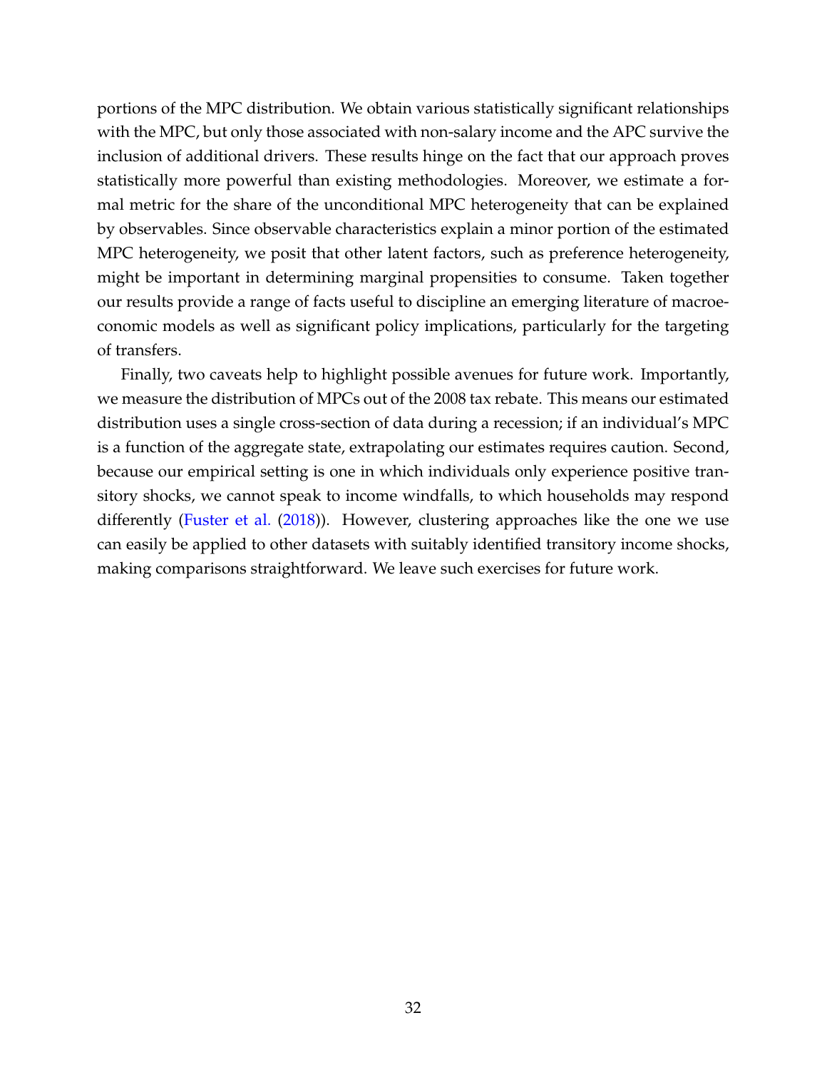portions of the MPC distribution. We obtain various statistically significant relationships with the MPC, but only those associated with non-salary income and the APC survive the inclusion of additional drivers. These results hinge on the fact that our approach proves statistically more powerful than existing methodologies. Moreover, we estimate a formal metric for the share of the unconditional MPC heterogeneity that can be explained by observables. Since observable characteristics explain a minor portion of the estimated MPC heterogeneity, we posit that other latent factors, such as preference heterogeneity, might be important in determining marginal propensities to consume. Taken together our results provide a range of facts useful to discipline an emerging literature of macroeconomic models as well as significant policy implications, particularly for the targeting of transfers.

Finally, two caveats help to highlight possible avenues for future work. Importantly, we measure the distribution of MPCs out of the 2008 tax rebate. This means our estimated distribution uses a single cross-section of data during a recession; if an individual's MPC is a function of the aggregate state, extrapolating our estimates requires caution. Second, because our empirical setting is one in which individuals only experience positive transitory shocks, we cannot speak to income windfalls, to which households may respond differently (Fuster et al. (2018)). However, clustering approaches like the one we use can easily be applied to other datasets with suitably identified transitory income shocks, making comparisons straightforward. We leave such exercises for future work.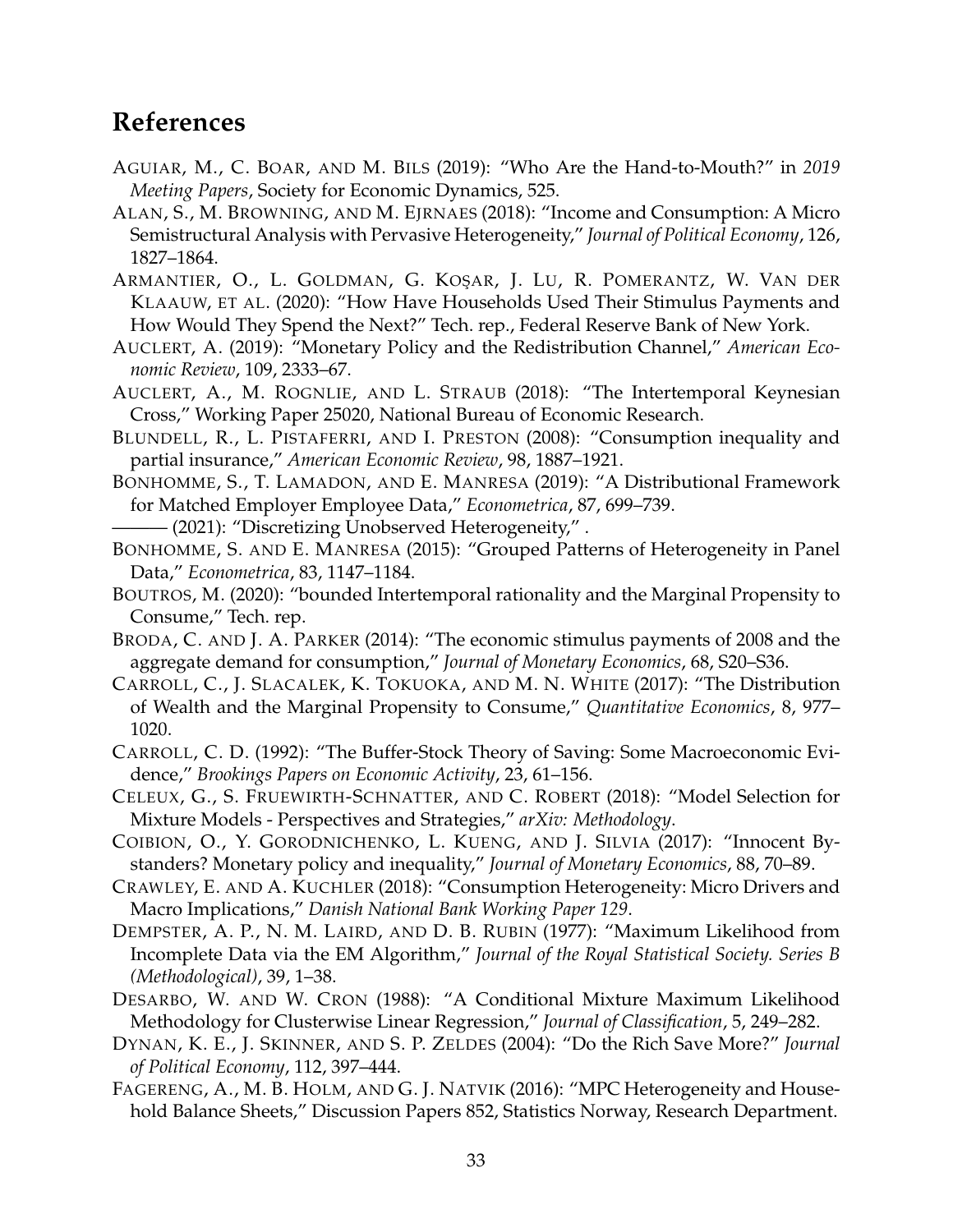# References

AGUIAR, M., C. BOAR, AND M. BILS (2019): "Who Are the Hand-to-Mouth?" in *2019 Meeting Papers*, Society for Economic Dynamics, 525.

ALAN, S., M. BROWNING, AND M. EJRNAES (2018): "Income and Consumption: A Micro Semistructural Analysis with Pervasive Heterogeneity," *Journal of Political Economy*, 126, 1827–1864.

ARMANTIER, O., L. GOLDMAN, G. KOŞAR, J. LU, R. POMERANTZ, W. VAN DER KLAAUW, ET AL. (2020): "How Have Households Used Their Stimulus Payments and How Would They Spend the Next?" Tech. rep., Federal Reserve Bank of New York.

AUCLERT, A. (2019): "Monetary Policy and the Redistribution Channel," *American Economic Review*, 109, 2333–67.

AUCLERT, A., M. ROGNLIE, AND L. STRAUB (2018): "The Intertemporal Keynesian Cross," Working Paper 25020, National Bureau of Economic Research.

BLUNDELL, R., L. PISTAFERRI, AND I. PRESTON (2008): "Consumption inequality and partial insurance," *American Economic Review*, 98, 1887–1921.

BONHOMME, S., T. LAMADON, AND E. MANRESA (2019): "A Distributional Framework for Matched Employer Employee Data," *Econometrica*, 87, 699–739.

——— (2021): "Discretizing Unobserved Heterogeneity," .

BONHOMME, S. AND E. MANRESA (2015): "Grouped Patterns of Heterogeneity in Panel Data," *Econometrica*, 83, 1147–1184.

BOUTROS, M. (2020): "bounded Intertemporal rationality and the Marginal Propensity to Consume," Tech. rep.

BRODA, C. AND J. A. PARKER (2014): "The economic stimulus payments of 2008 and the aggregate demand for consumption," *Journal of Monetary Economics*, 68, S20–S36.

CARROLL, C., J. SLACALEK, K. TOKUOKA, AND M. N. WHITE (2017): "The Distribution of Wealth and the Marginal Propensity to Consume," *Quantitative Economics*, 8, 977–1020.

CARROLL, C. D. (1992): "The Buffer-Stock Theory of Saving: Some Macroeconomic Evidence," *Brookings Papers on Economic Activity*, 23, 61–156.

CELEUX, G., S. FRUEWIRTH-SCHNATTER, AND C. ROBERT (2018): "Model Selection for Mixture Models - Perspectives and Strategies," *arXiv: Methodology*.

COIBION, O., Y. GORODNICHENKO, L. KUENG, AND J. SILVIA (2017): "Innocent Bystanders? Monetary policy and inequality," *Journal of Monetary Economics*, 88, 70–89.

CRAWLEY, E. AND A. KUCHLER (2018): "Consumption Heterogeneity: Micro Drivers and Macro Implications," *Danish National Bank Working Paper 129*.

DEMPSTER, A. P., N. M. LAIRD, AND D. B. RUBIN (1977): "Maximum Likelihood from Incomplete Data via the EM Algorithm," *Journal of the Royal Statistical Society. Series B (Methodological)*, 39, 1–38.

DESARBO, W. AND W. CRON (1988): "A Conditional Mixture Maximum Likelihood Methodology for Clusterwise Linear Regression," *Journal of Classification*, 5, 249–282.

DYNAN, K. E., J. SKINNER, AND S. P. ZELDES (2004): "Do the Rich Save More?" *Journal of Political Economy*, 112, 397–444.

FAGERENG, A., M. B. HOLM, AND G. J. NATVIK (2016): "MPC Heterogeneity and Household Balance Sheets," Discussion Papers 852, Statistics Norway, Research Department.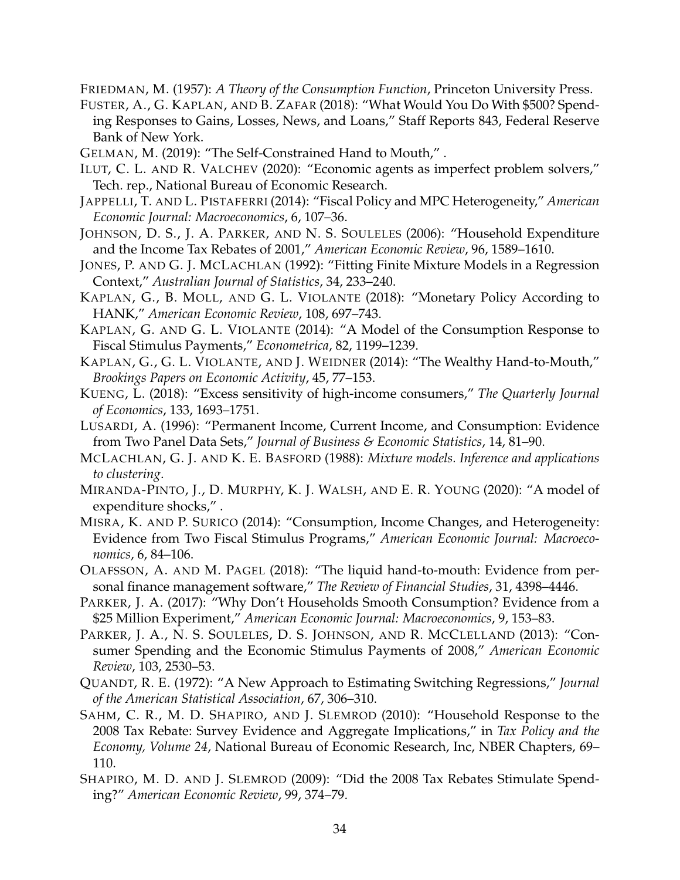FRIEDMAN, M. (1957): *A Theory of the Consumption Function*, Princeton University Press.

FUSTER, A., G. KAPLAN, AND B. ZAFAR (2018): "What Would You Do With $500? Spending Responses to Gains, Losses, News, and Loans," Staff Reports 843, Federal Reserve Bank of New York.

GELMAN, M. (2019): "The Self-Constrained Hand to Mouth," .

ILUT, C. L. AND R. VALCHEV (2020): "Economic agents as imperfect problem solvers," Tech. rep., National Bureau of Economic Research.

JAPPELLI, T. AND L. PISTAFERRI (2014): "Fiscal Policy and MPC Heterogeneity," *American Economic Journal: Macroeconomics*, 6, 107–36.

JOHNSON, D. S., J. A. PARKER, AND N. S. SOULELES (2006): "Household Expenditure and the Income Tax Rebates of 2001," *American Economic Review*, 96, 1589–1610.

JONES, P. AND G. J. MCLACHLAN (1992): "Fitting Finite Mixture Models in a Regression Context," *Australian Journal of Statistics*, 34, 233–240.

KAPLAN, G., B. MOLL, AND G. L. VIOLANTE (2018): "Monetary Policy According to HANK," *American Economic Review*, 108, 697–743.

KAPLAN, G. AND G. L. VIOLANTE (2014): "A Model of the Consumption Response to Fiscal Stimulus Payments," *Econometrica*, 82, 1199–1239.

KAPLAN, G., G. L. VIOLANTE, AND J. WEIDNER (2014): "The Wealthy Hand-to-Mouth," *Brookings Papers on Economic Activity*, 45, 77–153.

KUENG, L. (2018): "Excess sensitivity of high-income consumers," *The Quarterly Journal of Economics*, 133, 1693–1751.

LUSARDI, A. (1996): "Permanent Income, Current Income, and Consumption: Evidence from Two Panel Data Sets," *Journal of Business & Economic Statistics*, 14, 81–90.

MCLACHLAN, G. J. AND K. E. BASFORD (1988): *Mixture models. Inference and applications to clustering*.

MIRANDA-PINTO, J., D. MURPHY, K. J. WALSH, AND E. R. YOUNG (2020): "A model of expenditure shocks," .

MISRA, K. AND P. SURICO (2014): "Consumption, Income Changes, and Heterogeneity: Evidence from Two Fiscal Stimulus Programs," *American Economic Journal: Macroeconomics*, 6, 84–106.

OLAFSSON, A. AND M. PAGEL (2018): "The liquid hand-to-mouth: Evidence from personal finance management software," *The Review of Financial Studies*, 31, 4398–4446.

PARKER, J. A. (2017): "Why Don't Households Smooth Consumption? Evidence from a $25 Million Experiment," *American Economic Journal: Macroeconomics*, 9, 153–83.

PARKER, J. A., N. S. SOULELES, D. S. JOHNSON, AND R. MCCLELLAND (2013): "Consumer Spending and the Economic Stimulus Payments of 2008," *American Economic Review*, 103, 2530–53.

QUANDT, R. E. (1972): "A New Approach to Estimating Switching Regressions," *Journal of the American Statistical Association*, 67, 306–310.

SAHM, C. R., M. D. SHAPIRO, AND J. SLEMROD (2010): "Household Response to the 2008 Tax Rebate: Survey Evidence and Aggregate Implications," in *Tax Policy and the Economy, Volume 24*, National Bureau of Economic Research, Inc, NBER Chapters, 69–110.

SHAPIRO, M. D. AND J. SLEMROD (2009): "Did the 2008 Tax Rebates Stimulate Spending?" *American Economic Review*, 99, 374–79.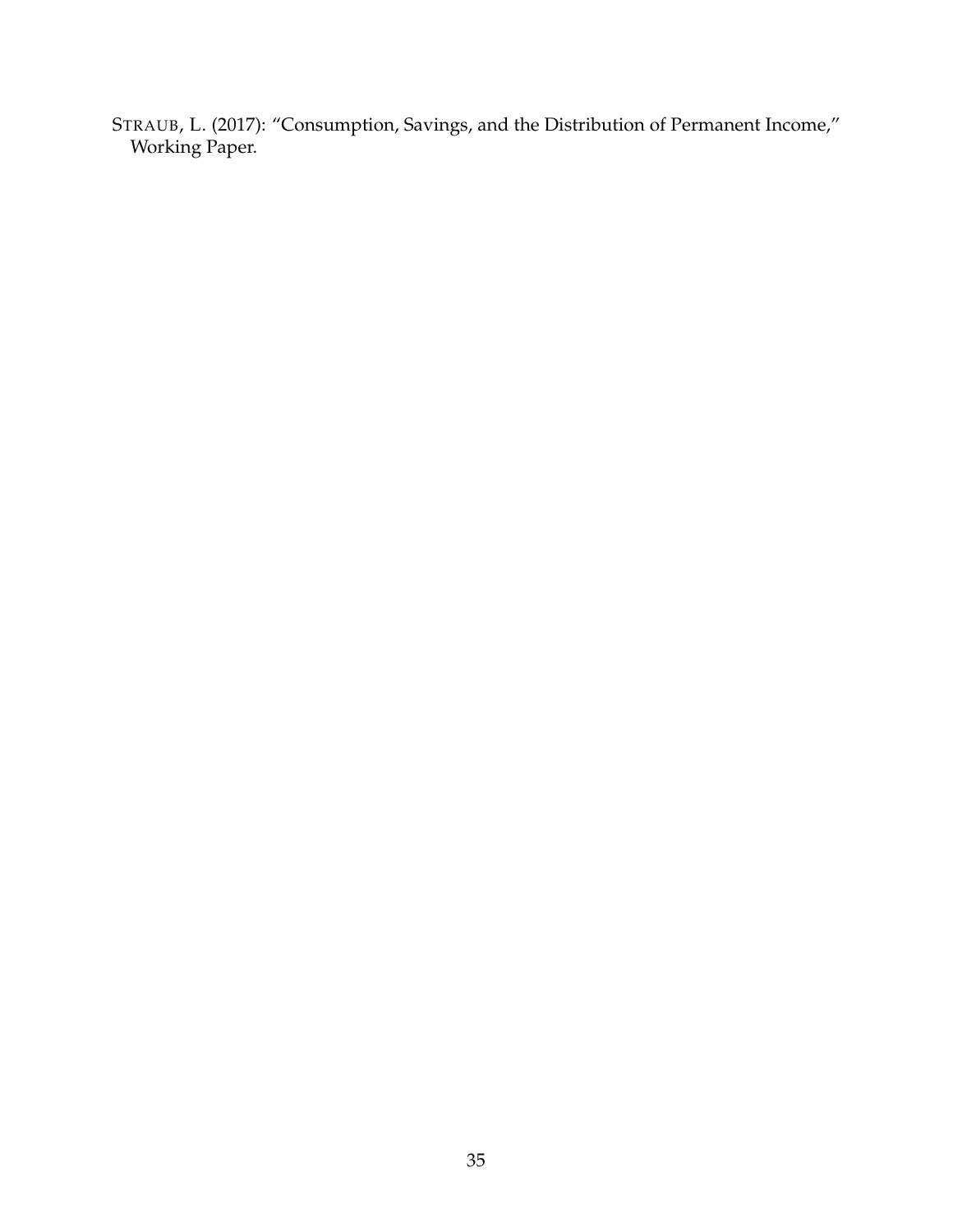STRAUB, L. (2017): "Consumption, Savings, and the Distribution of Permanent Income," Working Paper.